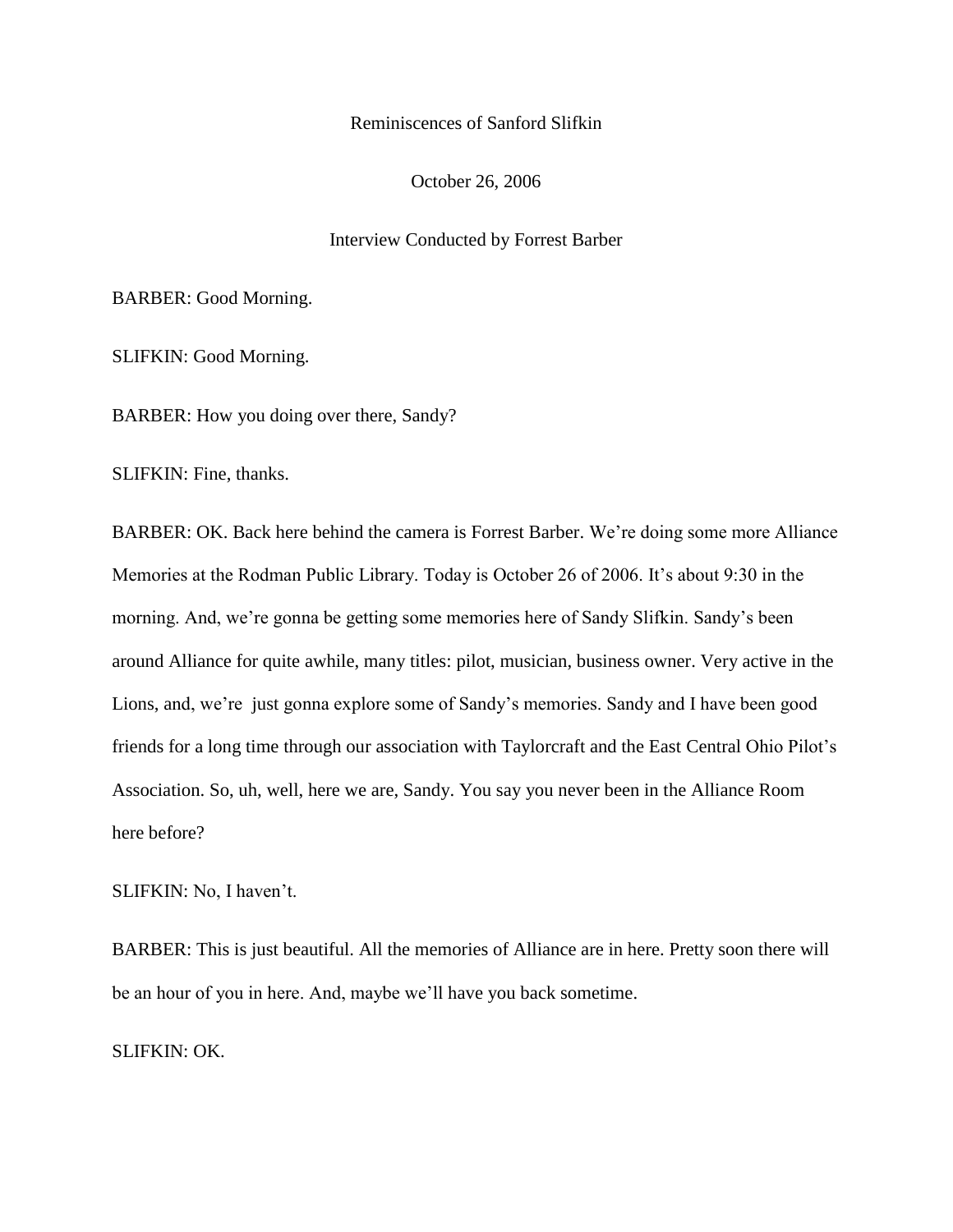Reminiscences of Sanford Slifkin

October 26, 2006

Interview Conducted by Forrest Barber

BARBER: Good Morning.

SLIFKIN: Good Morning.

BARBER: How you doing over there, Sandy?

SLIFKIN: Fine, thanks.

BARBER: OK. Back here behind the camera is Forrest Barber. We're doing some more Alliance Memories at the Rodman Public Library. Today is October 26 of 2006. It's about 9:30 in the morning. And, we're gonna be getting some memories here of Sandy Slifkin. Sandy's been around Alliance for quite awhile, many titles: pilot, musician, business owner. Very active in the Lions, and, we're just gonna explore some of Sandy's memories. Sandy and I have been good friends for a long time through our association with Taylorcraft and the East Central Ohio Pilot's Association. So, uh, well, here we are, Sandy. You say you never been in the Alliance Room here before?

SLIFKIN: No, I haven't.

BARBER: This is just beautiful. All the memories of Alliance are in here. Pretty soon there will be an hour of you in here. And, maybe we'll have you back sometime.

SLIFKIN: OK.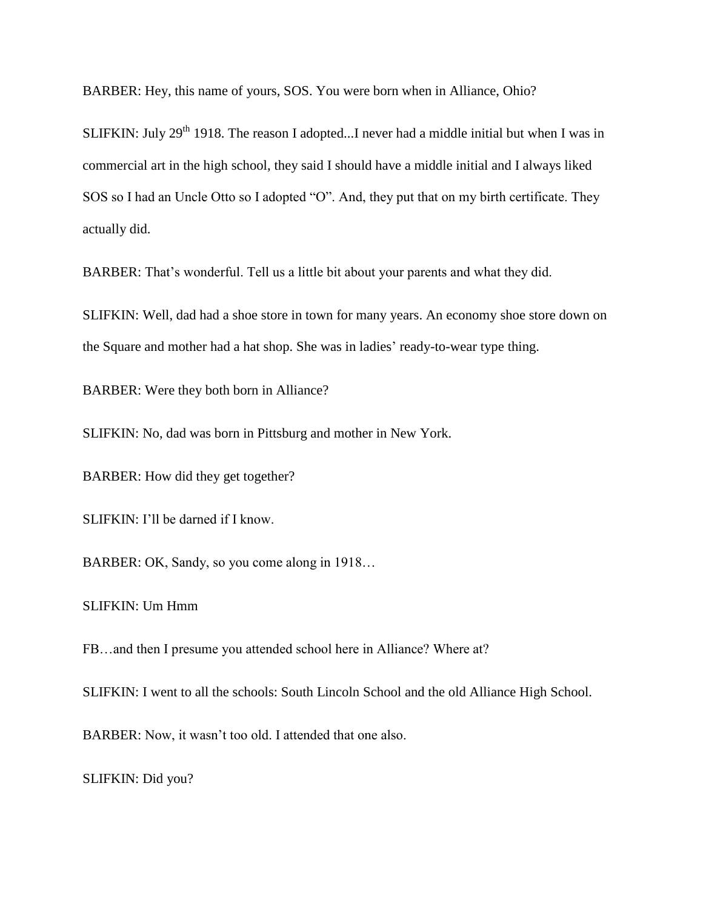BARBER: Hey, this name of yours, SOS. You were born when in Alliance, Ohio?

SLIFKIN: July 29th 1918. The reason I adopted...I never had a middle initial but when I was in commercial art in the high school, they said I should have a middle initial and I always liked SOS so I had an Uncle Otto so I adopted "O". And, they put that on my birth certificate. They actually did.

BARBER: That's wonderful. Tell us a little bit about your parents and what they did.

SLIFKIN: Well, dad had a shoe store in town for many years. An economy shoe store down on the Square and mother had a hat shop. She was in ladies' ready-to-wear type thing.

BARBER: Were they both born in Alliance?

SLIFKIN: No, dad was born in Pittsburg and mother in New York.

BARBER: How did they get together?

SLIFKIN: I'll be darned if I know.

BARBER: OK, Sandy, so you come along in 1918…

SLIFKIN: Um Hmm

FB…and then I presume you attended school here in Alliance? Where at?

SLIFKIN: I went to all the schools: South Lincoln School and the old Alliance High School.

BARBER: Now, it wasn't too old. I attended that one also.

SLIFKIN: Did you?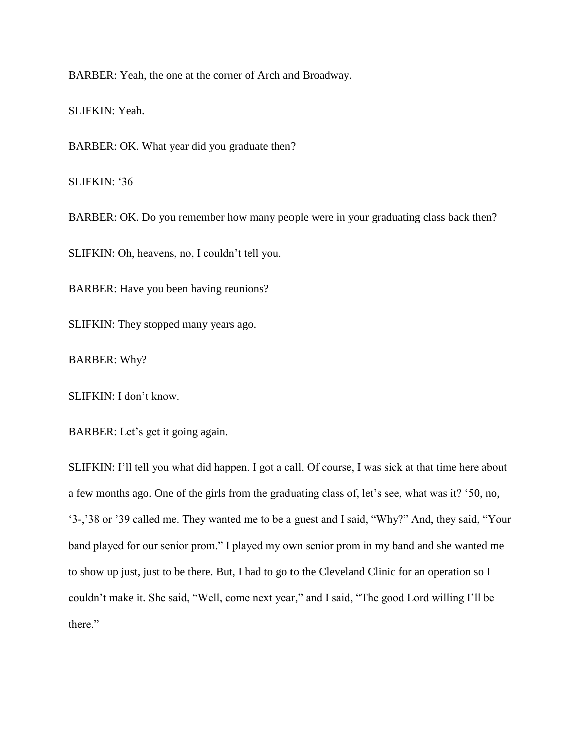BARBER: Yeah, the one at the corner of Arch and Broadway.

SLIFKIN: Yeah.

BARBER: OK. What year did you graduate then?

SLIFKIN: ‘36

BARBER: OK. Do you remember how many people were in your graduating class back then?

SLIFKIN: Oh, heavens, no, I couldn’t tell you.

BARBER: Have you been having reunions?

SLIFKIN: They stopped many years ago.

BARBER: Why?

SLIFKIN: I don’t know.

BARBER: Let’s get it going again.

SLIFKIN: I’ll tell you what did happen. I got a call. Of course, I was sick at that time here about a few months ago. One of the girls from the graduating class of, let’s see, what was it? ‘50, no, ‘3-,’38 or ’39 called me. They wanted me to be a guest and I said, “Why?” And, they said, “Your band played for our senior prom.” I played my own senior prom in my band and she wanted me to show up just, just to be there. But, I had to go to the Cleveland Clinic for an operation so I couldn’t make it. She said, “Well, come next year,” and I said, “The good Lord willing I’ll be there.”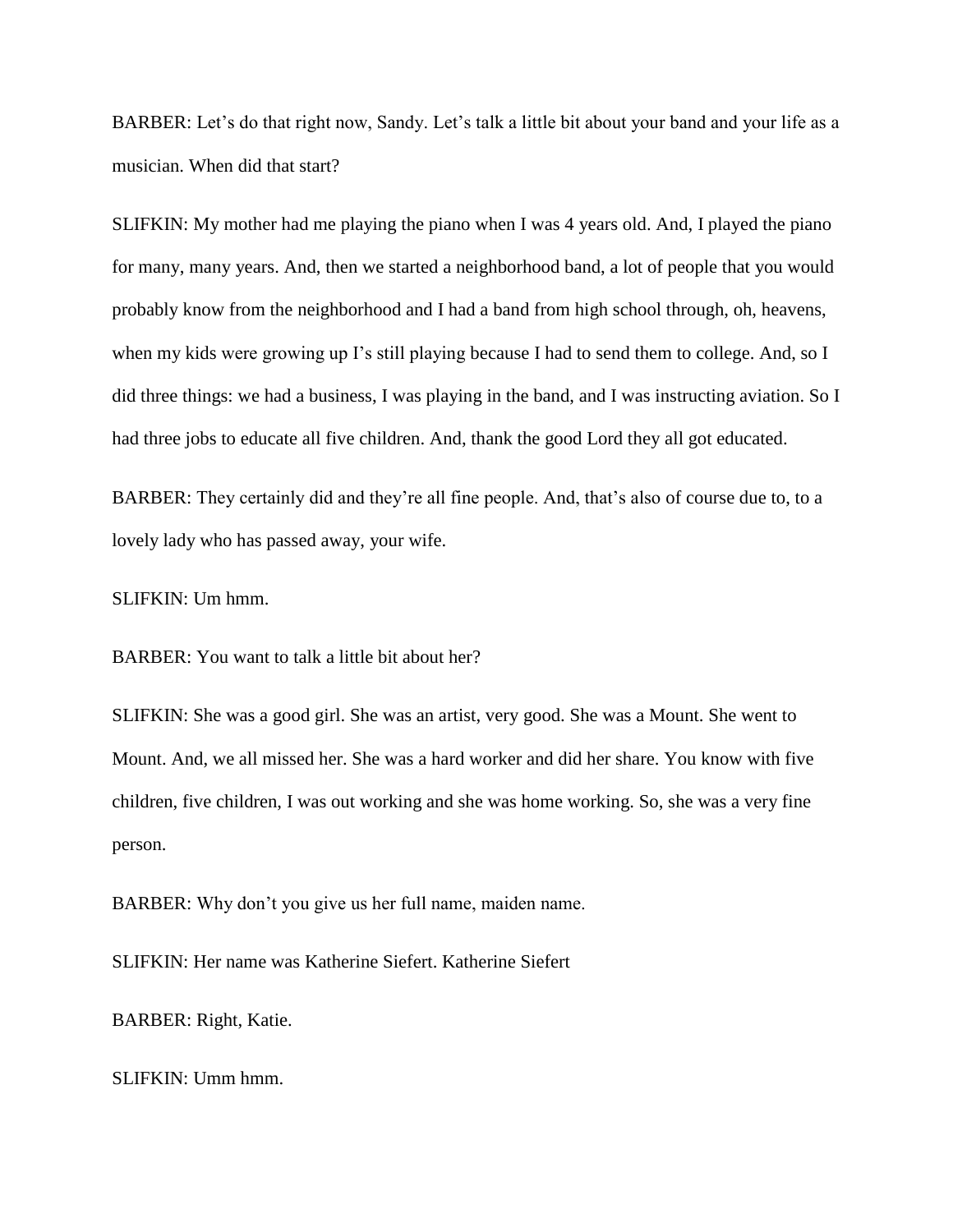BARBER: Let's do that right now, Sandy. Let's talk a little bit about your band and your life as a musician. When did that start?

SLIFKIN: My mother had me playing the piano when I was 4 years old. And, I played the piano for many, many years. And, then we started a neighborhood band, a lot of people that you would probably know from the neighborhood and I had a band from high school through, oh, heavens, when my kids were growing up I's still playing because I had to send them to college. And, so I did three things: we had a business, I was playing in the band, and I was instructing aviation. So I had three jobs to educate all five children. And, thank the good Lord they all got educated.

BARBER: They certainly did and they're all fine people. And, that's also of course due to, to a lovely lady who has passed away, your wife.

SLIFKIN: Um hmm.

BARBER: You want to talk a little bit about her?

SLIFKIN: She was a good girl. She was an artist, very good. She was a Mount. She went to Mount. And, we all missed her. She was a hard worker and did her share. You know with five children, five children, I was out working and she was home working. So, she was a very fine person.

BARBER: Why don't you give us her full name, maiden name.

SLIFKIN: Her name was Katherine Siefert. Katherine Siefert

BARBER: Right, Katie.

SLIFKIN: Umm hmm.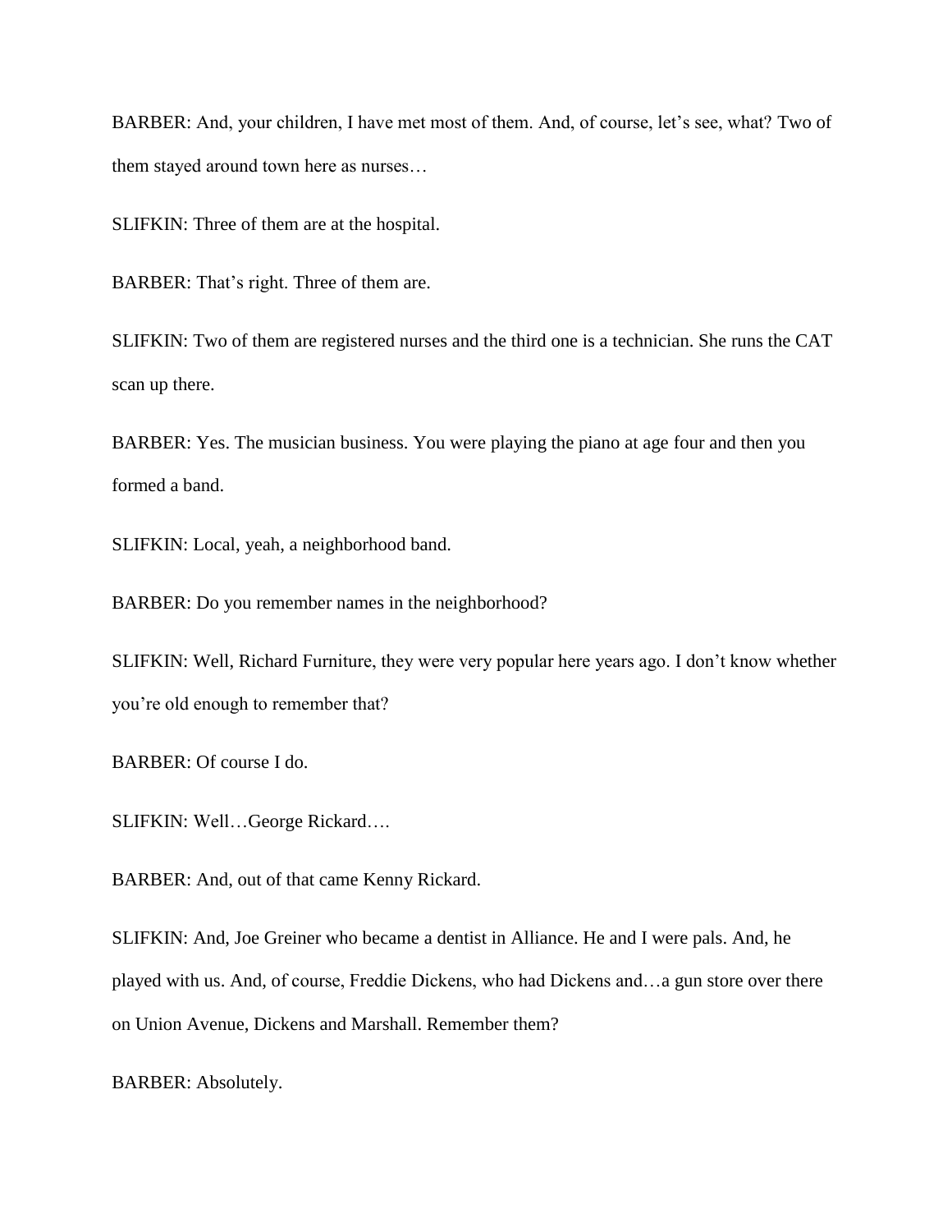BARBER: And, your children, I have met most of them. And, of course, let's see, what? Two of them stayed around town here as nurses…

SLIFKIN: Three of them are at the hospital.

BARBER: That's right. Three of them are.

SLIFKIN: Two of them are registered nurses and the third one is a technician. She runs the CAT scan up there.

BARBER: Yes. The musician business. You were playing the piano at age four and then you formed a band.

SLIFKIN: Local, yeah, a neighborhood band.

BARBER: Do you remember names in the neighborhood?

SLIFKIN: Well, Richard Furniture, they were very popular here years ago. I don't know whether you're old enough to remember that?

BARBER: Of course I do.

SLIFKIN: Well…George Rickard….

BARBER: And, out of that came Kenny Rickard.

SLIFKIN: And, Joe Greiner who became a dentist in Alliance. He and I were pals. And, he played with us. And, of course, Freddie Dickens, who had Dickens and…a gun store over there on Union Avenue, Dickens and Marshall. Remember them?

BARBER: Absolutely.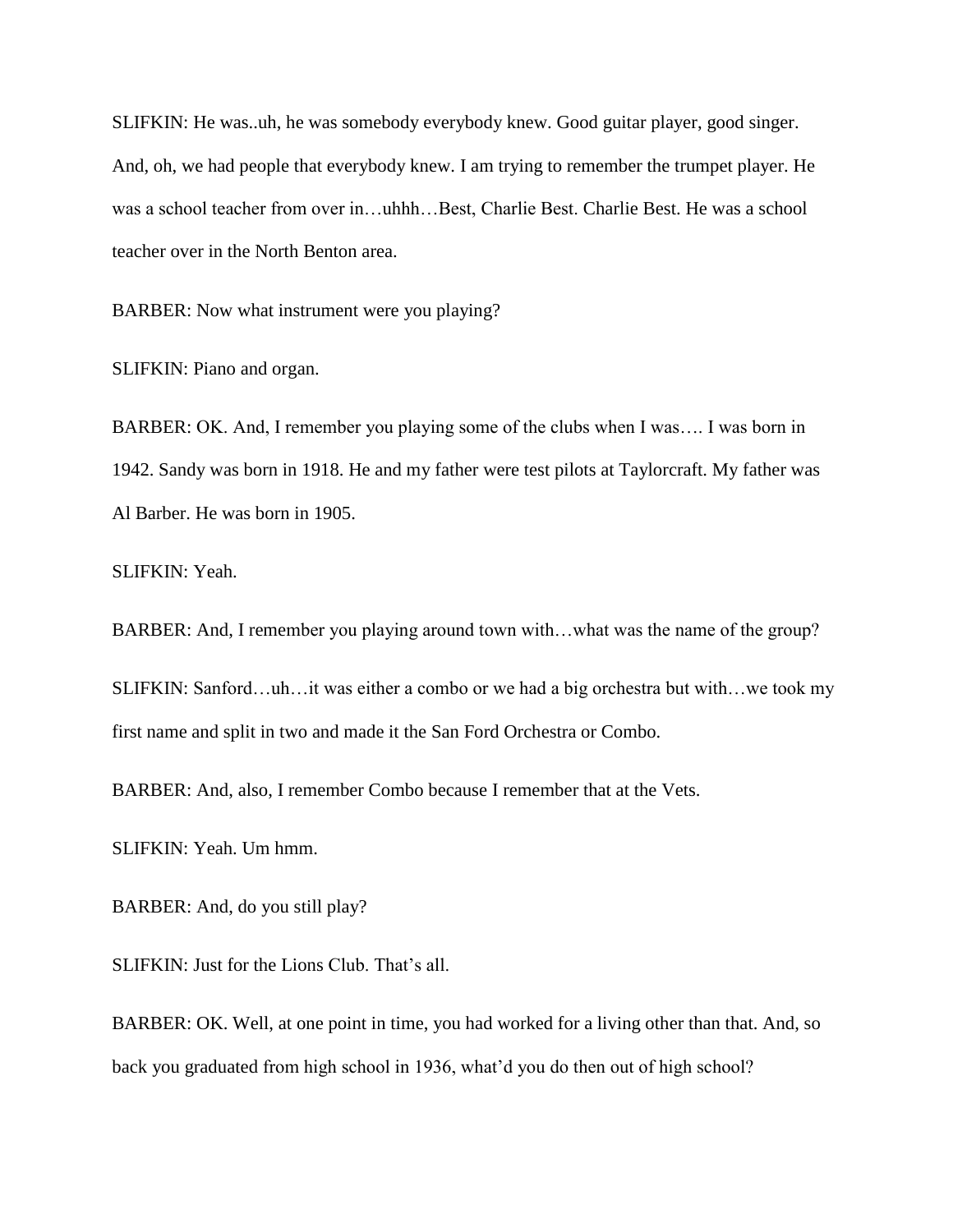SLIFKIN: He was..uh, he was somebody everybody knew. Good guitar player, good singer. And, oh, we had people that everybody knew. I am trying to remember the trumpet player. He was a school teacher from over in…uhhh…Best, Charlie Best. Charlie Best. He was a school teacher over in the North Benton area.

BARBER: Now what instrument were you playing?

SLIFKIN: Piano and organ.

BARBER: OK. And, I remember you playing some of the clubs when I was…. I was born in 1942. Sandy was born in 1918. He and my father were test pilots at Taylorcraft. My father was Al Barber. He was born in 1905.

SLIFKIN: Yeah.

BARBER: And, I remember you playing around town with…what was the name of the group?

SLIFKIN: Sanford…uh…it was either a combo or we had a big orchestra but with…we took my first name and split in two and made it the San Ford Orchestra or Combo.

BARBER: And, also, I remember Combo because I remember that at the Vets.

SLIFKIN: Yeah. Um hmm.

BARBER: And, do you still play?

SLIFKIN: Just for the Lions Club. That's all.

BARBER: OK. Well, at one point in time, you had worked for a living other than that. And, so back you graduated from high school in 1936, what'd you do then out of high school?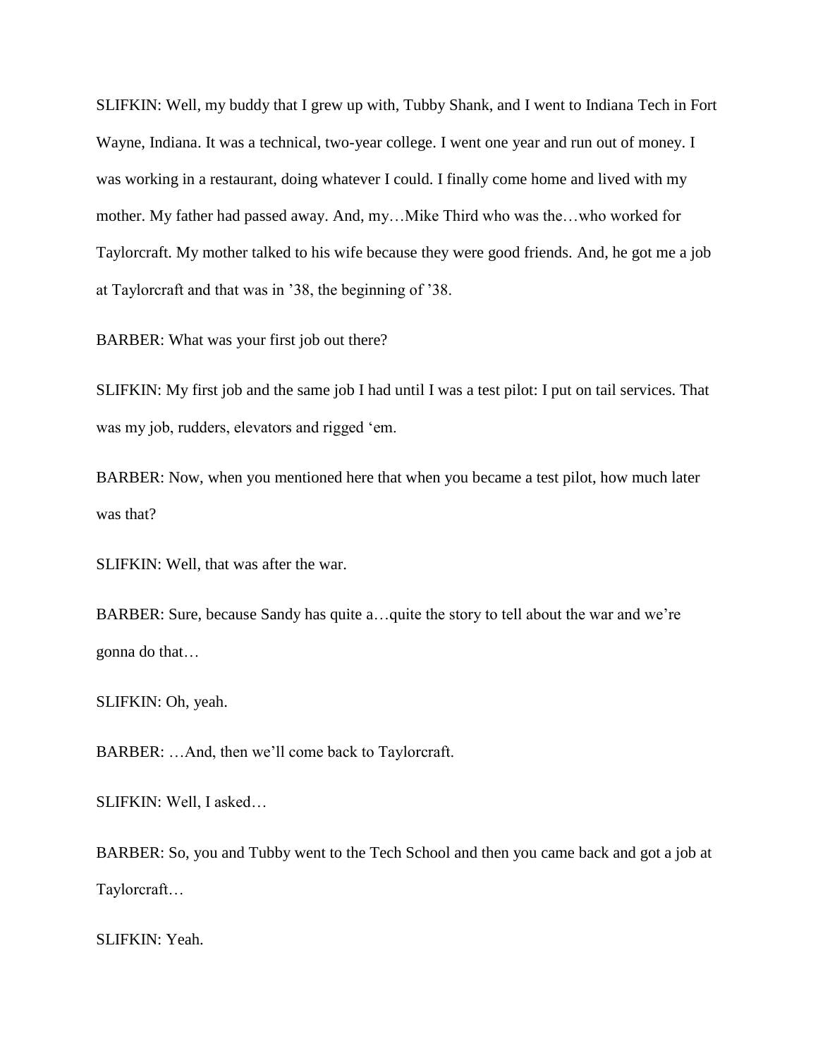SLIFKIN: Well, my buddy that I grew up with, Tubby Shank, and I went to Indiana Tech in Fort Wayne, Indiana. It was a technical, two-year college. I went one year and run out of money. I was working in a restaurant, doing whatever I could. I finally come home and lived with my mother. My father had passed away. And, my…Mike Third who was the…who worked for Taylorcraft. My mother talked to his wife because they were good friends. And, he got me a job at Taylorcraft and that was in ’38, the beginning of ’38.

BARBER: What was your first job out there?

SLIFKIN: My first job and the same job I had until I was a test pilot: I put on tail services. That was my job, rudders, elevators and rigged ‘em.

BARBER: Now, when you mentioned here that when you became a test pilot, how much later was that?

SLIFKIN: Well, that was after the war.

BARBER: Sure, because Sandy has quite a…quite the story to tell about the war and we’re gonna do that…

SLIFKIN: Oh, yeah.

BARBER: …And, then we’ll come back to Taylorcraft.

SLIFKIN: Well, I asked…

BARBER: So, you and Tubby went to the Tech School and then you came back and got a job at Taylorcraft…

SLIFKIN: Yeah.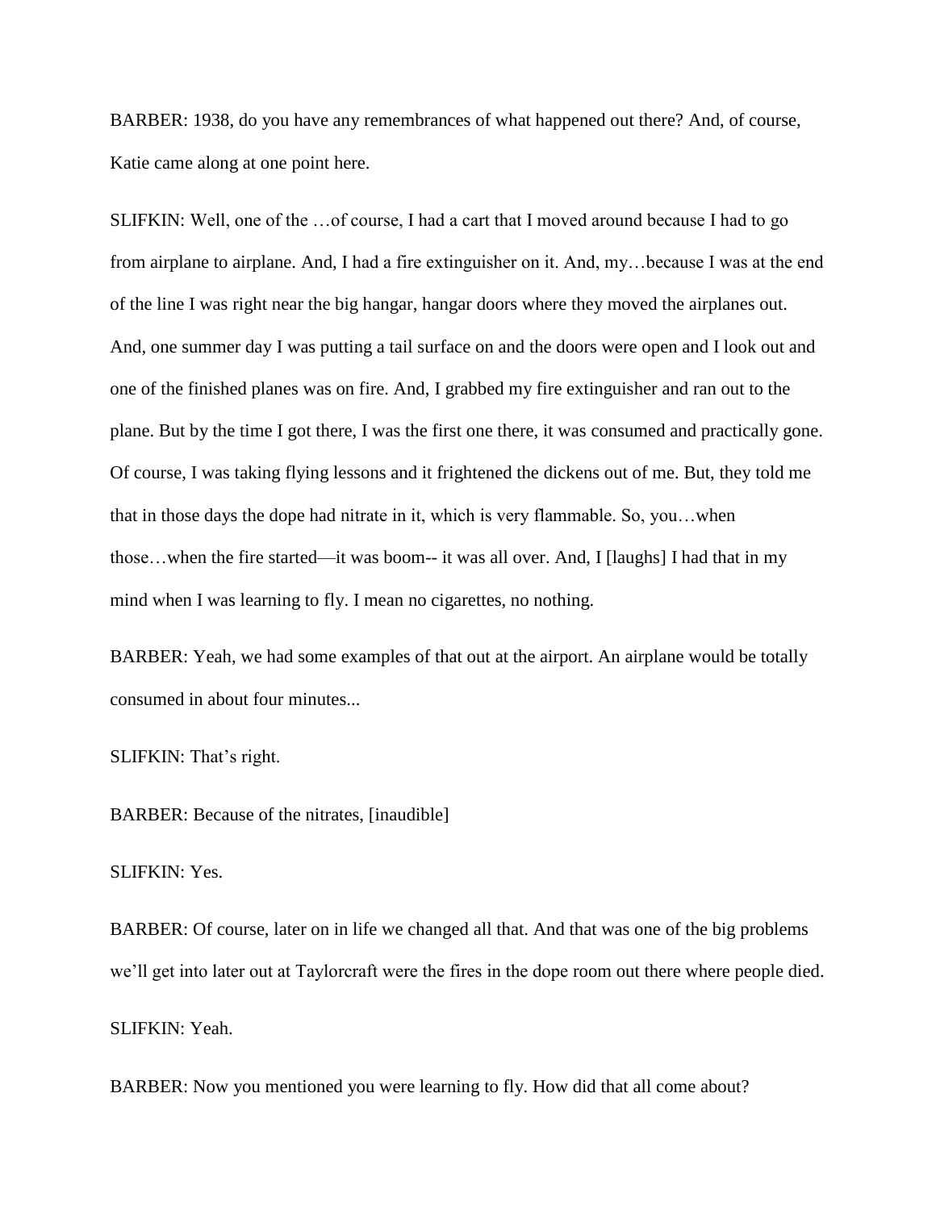BARBER: 1938, do you have any remembrances of what happened out there? And, of course, Katie came along at one point here.

SLIFKIN: Well, one of the …of course, I had a cart that I moved around because I had to go from airplane to airplane. And, I had a fire extinguisher on it. And, my…because I was at the end of the line I was right near the big hangar, hangar doors where they moved the airplanes out. And, one summer day I was putting a tail surface on and the doors were open and I look out and one of the finished planes was on fire. And, I grabbed my fire extinguisher and ran out to the plane. But by the time I got there, I was the first one there, it was consumed and practically gone. Of course, I was taking flying lessons and it frightened the dickens out of me. But, they told me that in those days the dope had nitrate in it, which is very flammable. So, you…when those…when the fire started—it was boom-- it was all over. And, I [laughs] I had that in my mind when I was learning to fly. I mean no cigarettes, no nothing.

BARBER: Yeah, we had some examples of that out at the airport. An airplane would be totally consumed in about four minutes...

SLIFKIN: That's right.

BARBER: Because of the nitrates, [inaudible]

SLIFKIN: Yes.

BARBER: Of course, later on in life we changed all that. And that was one of the big problems we'll get into later out at Taylorcraft were the fires in the dope room out there where people died.

SLIFKIN: Yeah.

BARBER: Now you mentioned you were learning to fly. How did that all come about?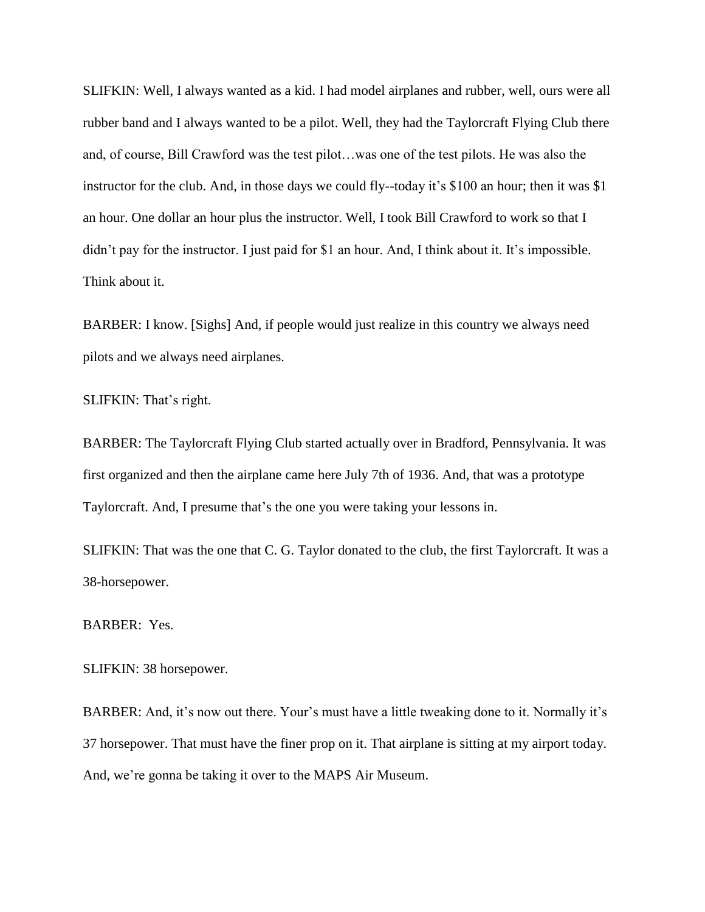SLIFKIN: Well, I always wanted as a kid. I had model airplanes and rubber, well, ours were all rubber band and I always wanted to be a pilot. Well, they had the Taylorcraft Flying Club there and, of course, Bill Crawford was the test pilot…was one of the test pilots. He was also the instructor for the club. And, in those days we could fly--today it's $100 an hour; then it was $1 an hour. One dollar an hour plus the instructor. Well, I took Bill Crawford to work so that I didn't pay for the instructor. I just paid for $1 an hour. And, I think about it. It's impossible. Think about it.

BARBER: I know. [Sighs] And, if people would just realize in this country we always need pilots and we always need airplanes.

SLIFKIN: That's right.

BARBER: The Taylorcraft Flying Club started actually over in Bradford, Pennsylvania. It was first organized and then the airplane came here July 7th of 1936. And, that was a prototype Taylorcraft. And, I presume that's the one you were taking your lessons in.

SLIFKIN: That was the one that C. G. Taylor donated to the club, the first Taylorcraft. It was a 38-horsepower.

BARBER: Yes.

SLIFKIN: 38 horsepower.

BARBER: And, it's now out there. Your's must have a little tweaking done to it. Normally it's 37 horsepower. That must have the finer prop on it. That airplane is sitting at my airport today. And, we're gonna be taking it over to the MAPS Air Museum.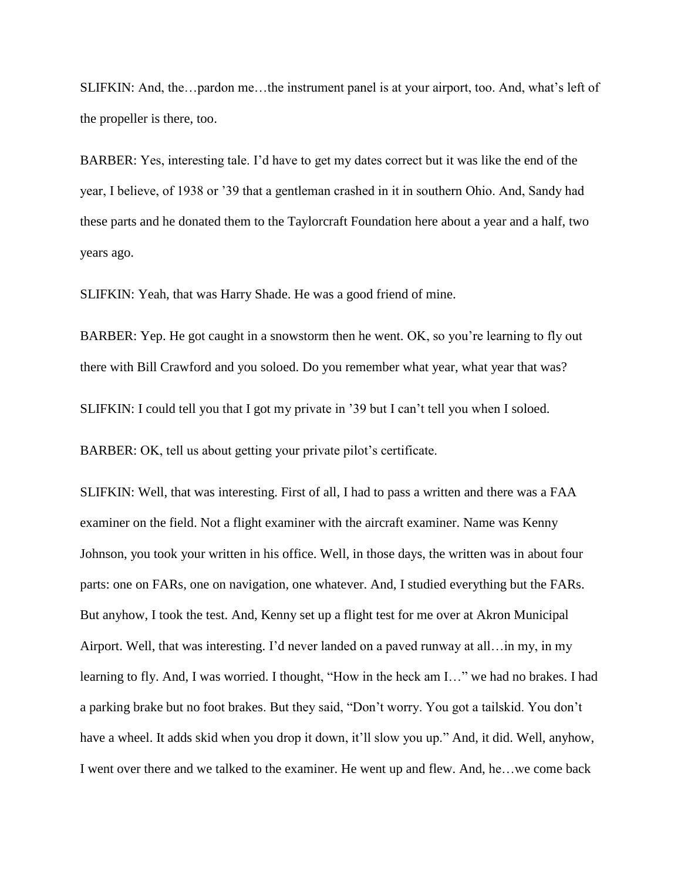SLIFKIN: And, the…pardon me…the instrument panel is at your airport, too. And, what's left of the propeller is there, too.

BARBER: Yes, interesting tale. I'd have to get my dates correct but it was like the end of the year, I believe, of 1938 or '39 that a gentleman crashed in it in southern Ohio. And, Sandy had these parts and he donated them to the Taylorcraft Foundation here about a year and a half, two years ago.

SLIFKIN: Yeah, that was Harry Shade. He was a good friend of mine.

BARBER: Yep. He got caught in a snowstorm then he went. OK, so you're learning to fly out there with Bill Crawford and you soloed. Do you remember what year, what year that was?

SLIFKIN: I could tell you that I got my private in '39 but I can't tell you when I soloed.

BARBER: OK, tell us about getting your private pilot's certificate.

SLIFKIN: Well, that was interesting. First of all, I had to pass a written and there was a FAA examiner on the field. Not a flight examiner with the aircraft examiner. Name was Kenny Johnson, you took your written in his office. Well, in those days, the written was in about four parts: one on FARs, one on navigation, one whatever. And, I studied everything but the FARs. But anyhow, I took the test. And, Kenny set up a flight test for me over at Akron Municipal Airport. Well, that was interesting. I'd never landed on a paved runway at all…in my, in my learning to fly. And, I was worried. I thought, "How in the heck am I…" we had no brakes. I had a parking brake but no foot brakes. But they said, "Don't worry. You got a tailskid. You don't have a wheel. It adds skid when you drop it down, it'll slow you up." And, it did. Well, anyhow, I went over there and we talked to the examiner. He went up and flew. And, he…we come back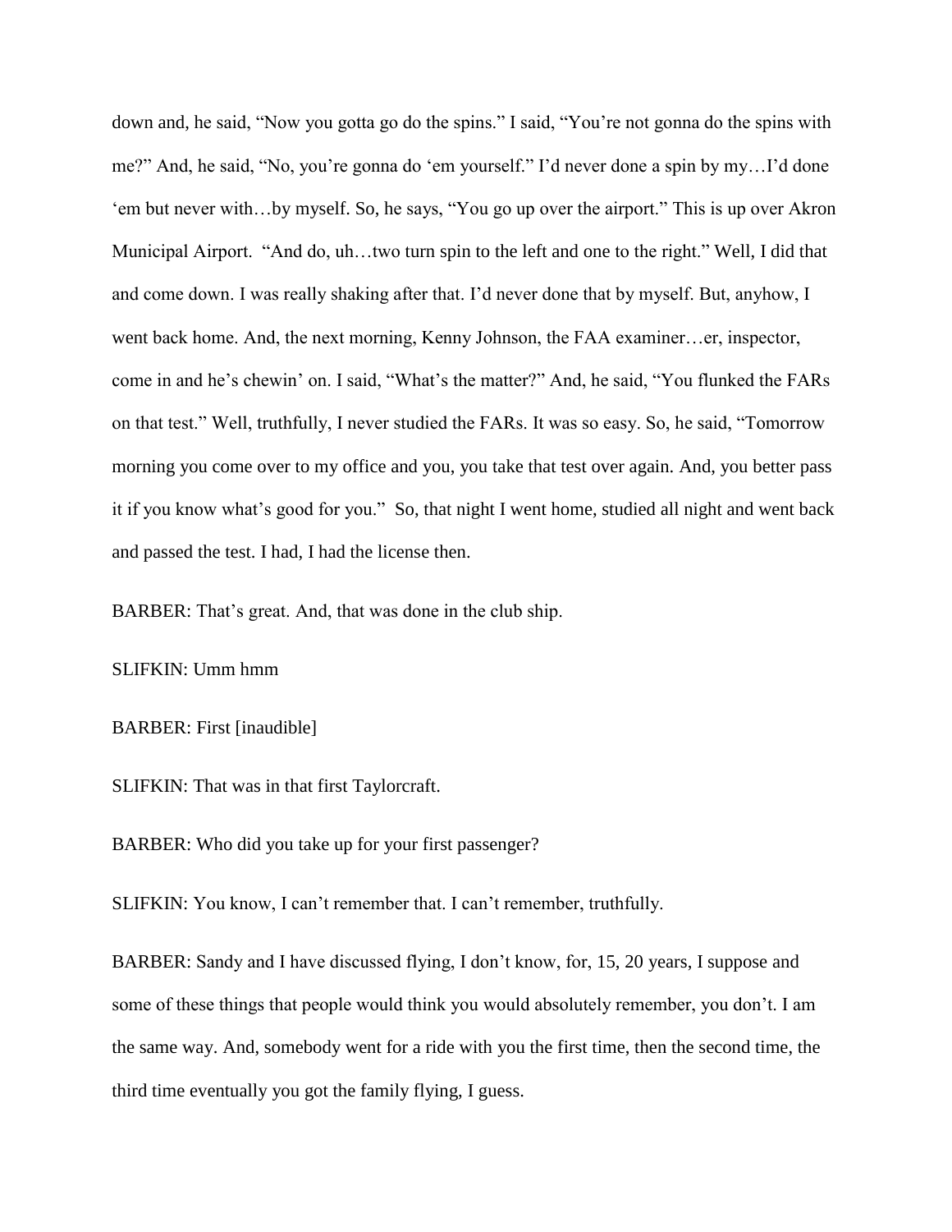down and, he said, "Now you gotta go do the spins." I said, "You're not gonna do the spins with me?" And, he said, "No, you're gonna do 'em yourself." I'd never done a spin by my…I'd done 'em but never with…by myself. So, he says, "You go up over the airport." This is up over Akron Municipal Airport. "And do, uh…two turn spin to the left and one to the right." Well, I did that and come down. I was really shaking after that. I'd never done that by myself. But, anyhow, I went back home. And, the next morning, Kenny Johnson, the FAA examiner…er, inspector, come in and he's chewin' on. I said, "What's the matter?" And, he said, "You flunked the FARs on that test." Well, truthfully, I never studied the FARs. It was so easy. So, he said, "Tomorrow morning you come over to my office and you, you take that test over again. And, you better pass it if you know what's good for you." So, that night I went home, studied all night and went back and passed the test. I had, I had the license then.

BARBER: That's great. And, that was done in the club ship.

SLIFKIN: Umm hmm

BARBER: First [inaudible]

SLIFKIN: That was in that first Taylorcraft.

BARBER: Who did you take up for your first passenger?

SLIFKIN: You know, I can't remember that. I can't remember, truthfully.

BARBER: Sandy and I have discussed flying, I don't know, for, 15, 20 years, I suppose and some of these things that people would think you would absolutely remember, you don't. I am the same way. And, somebody went for a ride with you the first time, then the second time, the third time eventually you got the family flying, I guess.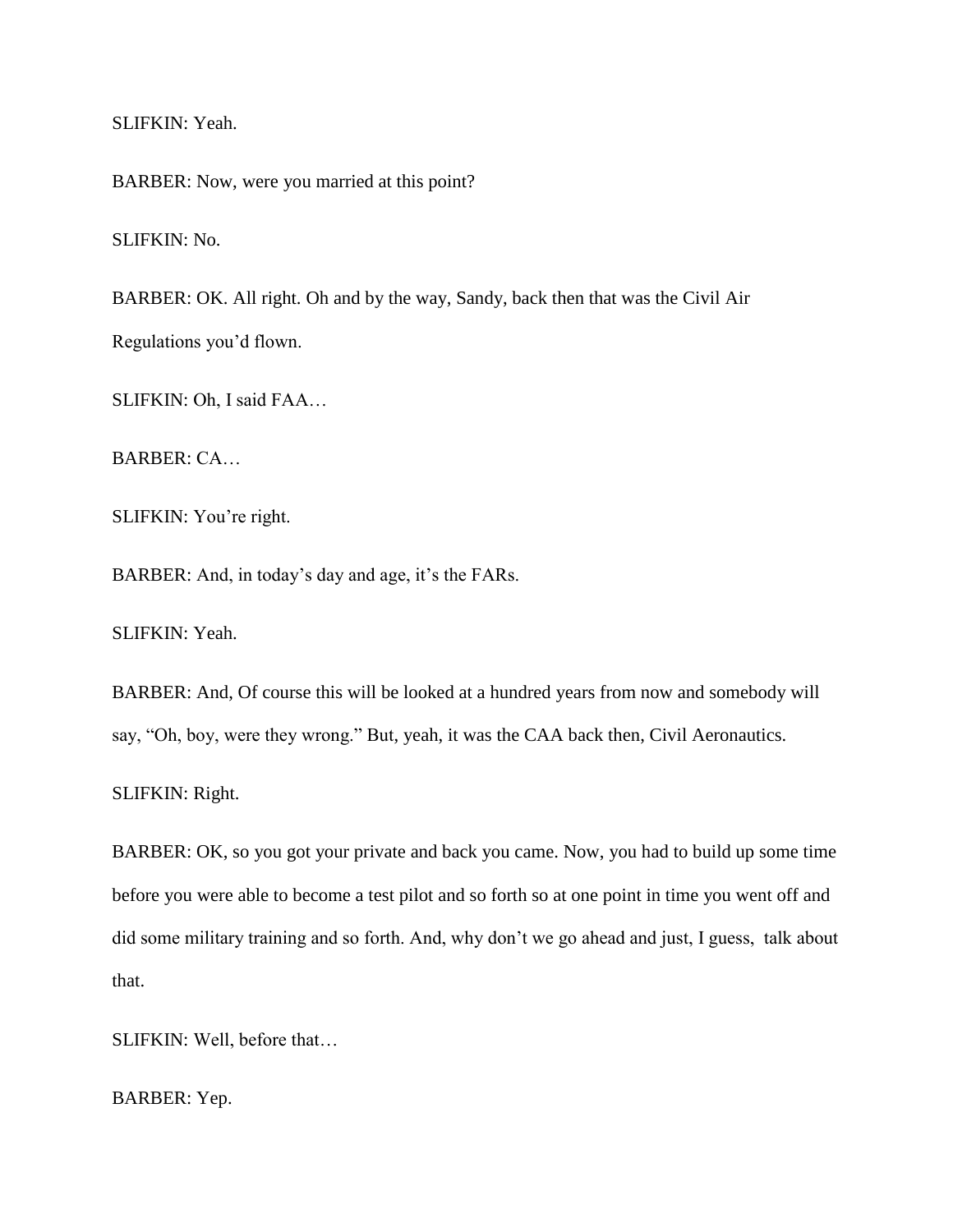SLIFKIN: Yeah.

BARBER: Now, were you married at this point?

SLIFKIN: No.

BARBER: OK. All right. Oh and by the way, Sandy, back then that was the Civil Air Regulations you'd flown.

SLIFKIN: Oh, I said FAA…

BARBER: CA…

SLIFKIN: You're right.

BARBER: And, in today's day and age, it's the FARs.

SLIFKIN: Yeah.

BARBER: And, Of course this will be looked at a hundred years from now and somebody will say, "Oh, boy, were they wrong." But, yeah, it was the CAA back then, Civil Aeronautics.

SLIFKIN: Right.

BARBER: OK, so you got your private and back you came. Now, you had to build up some time before you were able to become a test pilot and so forth so at one point in time you went off and did some military training and so forth. And, why don't we go ahead and just, I guess, talk about that.

SLIFKIN: Well, before that…

BARBER: Yep.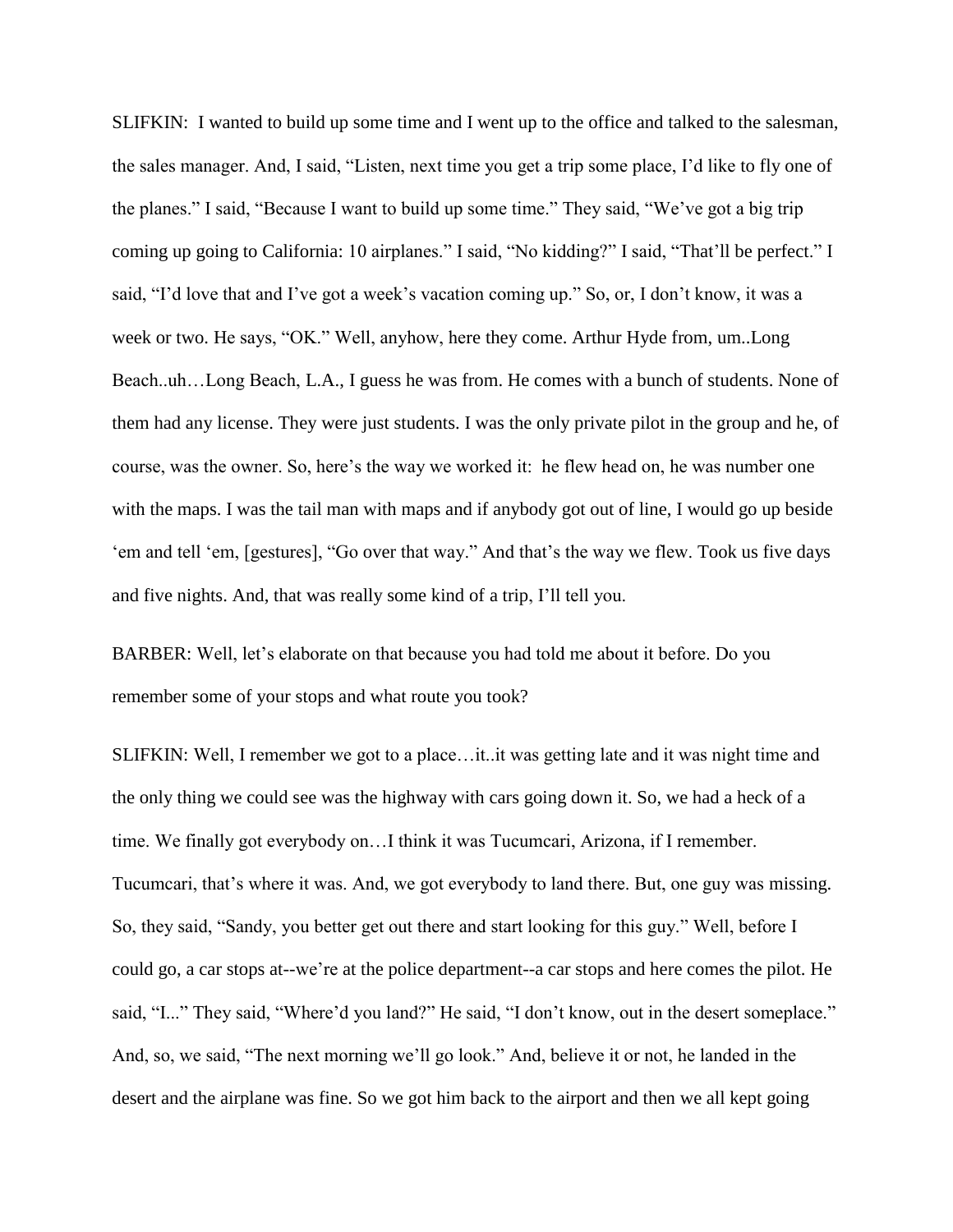SLIFKIN: I wanted to build up some time and I went up to the office and talked to the salesman, the sales manager. And, I said, "Listen, next time you get a trip some place, I'd like to fly one of the planes." I said, "Because I want to build up some time." They said, "We've got a big trip coming up going to California: 10 airplanes." I said, "No kidding?" I said, "That'll be perfect." I said, "I'd love that and I've got a week's vacation coming up." So, or, I don't know, it was a week or two. He says, "OK." Well, anyhow, here they come. Arthur Hyde from, um..Long Beach..uh…Long Beach, L.A., I guess he was from. He comes with a bunch of students. None of them had any license. They were just students. I was the only private pilot in the group and he, of course, was the owner. So, here's the way we worked it: he flew head on, he was number one with the maps. I was the tail man with maps and if anybody got out of line, I would go up beside 'em and tell 'em, [gestures], "Go over that way." And that's the way we flew. Took us five days and five nights. And, that was really some kind of a trip, I'll tell you.

BARBER: Well, let's elaborate on that because you had told me about it before. Do you remember some of your stops and what route you took?

SLIFKIN: Well, I remember we got to a place…it..it was getting late and it was night time and the only thing we could see was the highway with cars going down it. So, we had a heck of a time. We finally got everybody on…I think it was Tucumcari, Arizona, if I remember. Tucumcari, that's where it was. And, we got everybody to land there. But, one guy was missing. So, they said, "Sandy, you better get out there and start looking for this guy." Well, before I could go, a car stops at--we're at the police department--a car stops and here comes the pilot. He said, "I..." They said, "Where'd you land?" He said, "I don't know, out in the desert someplace." And, so, we said, "The next morning we'll go look." And, believe it or not, he landed in the desert and the airplane was fine. So we got him back to the airport and then we all kept going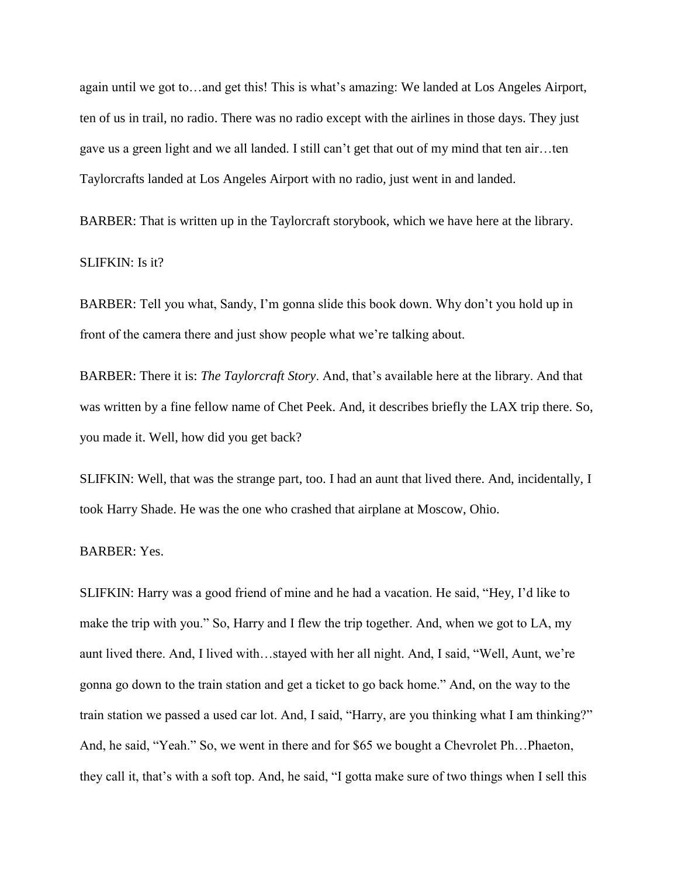again until we got to…and get this! This is what's amazing: We landed at Los Angeles Airport, ten of us in trail, no radio. There was no radio except with the airlines in those days. They just gave us a green light and we all landed. I still can't get that out of my mind that ten air…ten Taylorcrafts landed at Los Angeles Airport with no radio, just went in and landed.

BARBER: That is written up in the Taylorcraft storybook, which we have here at the library.

SLIFKIN: Is it?

BARBER: Tell you what, Sandy, I'm gonna slide this book down. Why don't you hold up in front of the camera there and just show people what we're talking about.

BARBER: There it is: *The Taylorcraft Story*. And, that's available here at the library. And that was written by a fine fellow name of Chet Peek. And, it describes briefly the LAX trip there. So, you made it. Well, how did you get back?

SLIFKIN: Well, that was the strange part, too. I had an aunt that lived there. And, incidentally, I took Harry Shade. He was the one who crashed that airplane at Moscow, Ohio.

BARBER: Yes.

SLIFKIN: Harry was a good friend of mine and he had a vacation. He said, "Hey, I'd like to make the trip with you." So, Harry and I flew the trip together. And, when we got to LA, my aunt lived there. And, I lived with…stayed with her all night. And, I said, "Well, Aunt, we're gonna go down to the train station and get a ticket to go back home." And, on the way to the train station we passed a used car lot. And, I said, "Harry, are you thinking what I am thinking?" And, he said, "Yeah." So, we went in there and for $65 we bought a Chevrolet Ph…Phaeton, they call it, that's with a soft top. And, he said, "I gotta make sure of two things when I sell this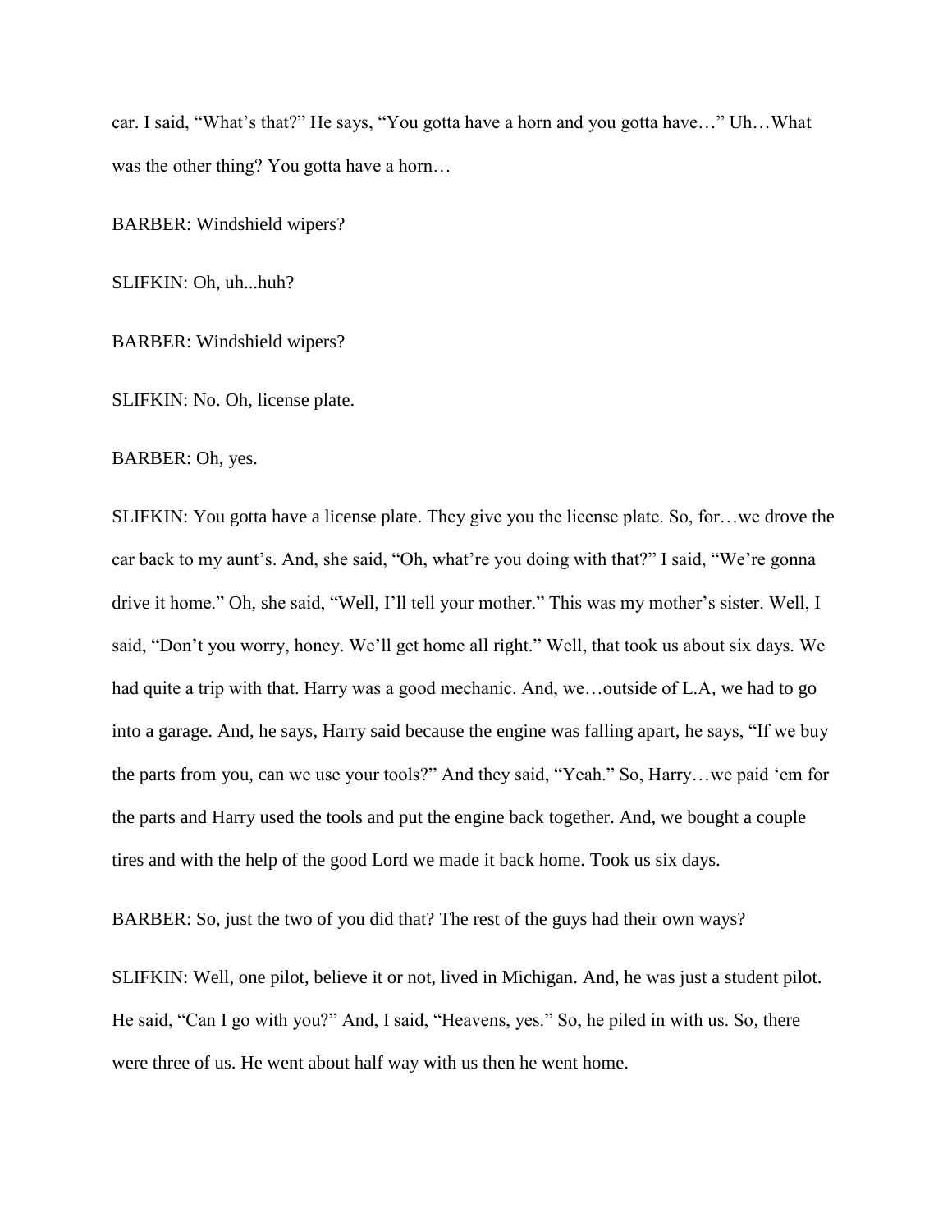car. I said, “What’s that?” He says, “You gotta have a horn and you gotta have…” Uh…What was the other thing? You gotta have a horn…

BARBER: Windshield wipers?

SLIFKIN: Oh, uh...huh?

BARBER: Windshield wipers?

SLIFKIN: No. Oh, license plate.

BARBER: Oh, yes.

SLIFKIN: You gotta have a license plate. They give you the license plate. So, for…we drove the car back to my aunt’s. And, she said, “Oh, what’re you doing with that?” I said, “We’re gonna drive it home.” Oh, she said, “Well, I’ll tell your mother.” This was my mother’s sister. Well, I said, “Don’t you worry, honey. We’ll get home all right.” Well, that took us about six days. We had quite a trip with that. Harry was a good mechanic. And, we…outside of L.A, we had to go into a garage. And, he says, Harry said because the engine was falling apart, he says, “If we buy the parts from you, can we use your tools?” And they said, “Yeah.” So, Harry…we paid ‘em for the parts and Harry used the tools and put the engine back together. And, we bought a couple tires and with the help of the good Lord we made it back home. Took us six days.

BARBER: So, just the two of you did that? The rest of the guys had their own ways?

SLIFKIN: Well, one pilot, believe it or not, lived in Michigan. And, he was just a student pilot. He said, “Can I go with you?” And, I said, “Heavens, yes.” So, he piled in with us. So, there were three of us. He went about half way with us then he went home.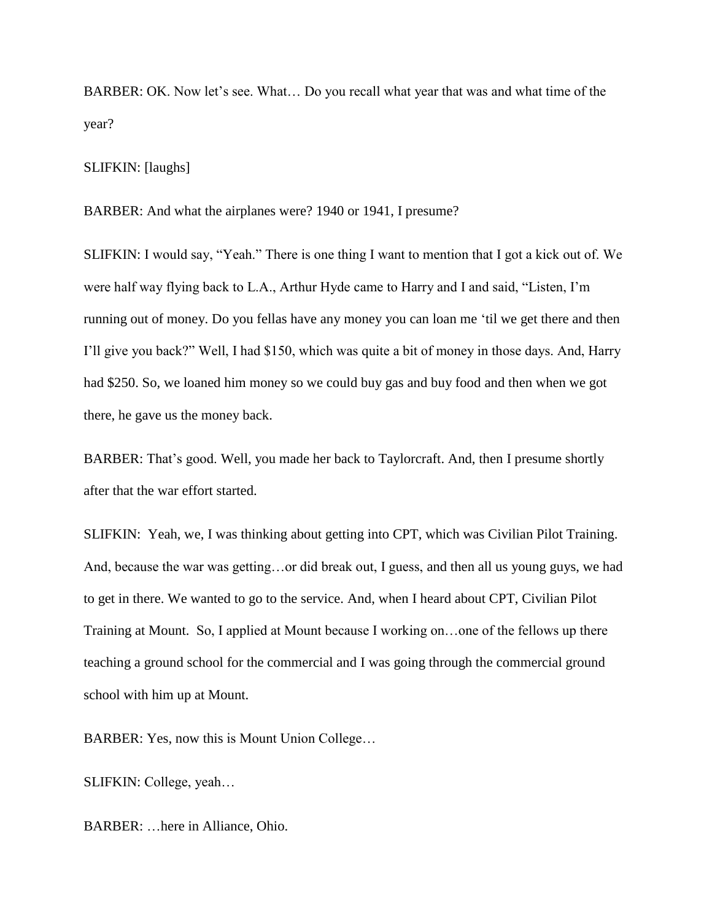BARBER: OK. Now let's see. What… Do you recall what year that was and what time of the year?

SLIFKIN: [laughs]

BARBER: And what the airplanes were? 1940 or 1941, I presume?

SLIFKIN: I would say, "Yeah." There is one thing I want to mention that I got a kick out of. We were half way flying back to L.A., Arthur Hyde came to Harry and I and said, "Listen, I'm running out of money. Do you fellas have any money you can loan me 'til we get there and then I'll give you back?" Well, I had $150, which was quite a bit of money in those days. And, Harry had $250. So, we loaned him money so we could buy gas and buy food and then when we got there, he gave us the money back.

BARBER: That's good. Well, you made her back to Taylorcraft. And, then I presume shortly after that the war effort started.

SLIFKIN: Yeah, we, I was thinking about getting into CPT, which was Civilian Pilot Training. And, because the war was getting…or did break out, I guess, and then all us young guys, we had to get in there. We wanted to go to the service. And, when I heard about CPT, Civilian Pilot Training at Mount. So, I applied at Mount because I working on…one of the fellows up there teaching a ground school for the commercial and I was going through the commercial ground school with him up at Mount.

BARBER: Yes, now this is Mount Union College…

SLIFKIN: College, yeah…

BARBER: …here in Alliance, Ohio.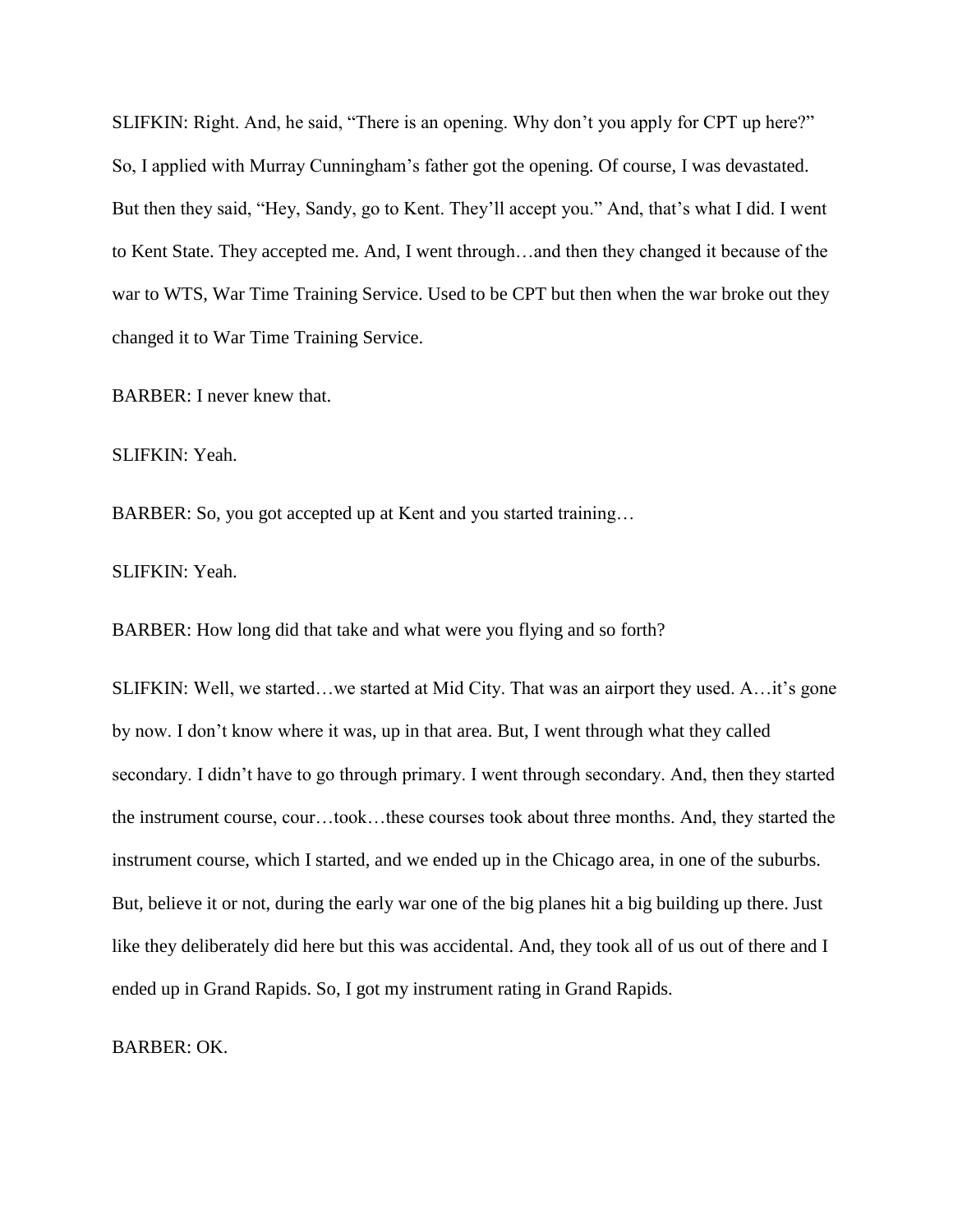SLIFKIN: Right. And, he said, "There is an opening. Why don't you apply for CPT up here?" So, I applied with Murray Cunningham's father got the opening. Of course, I was devastated. But then they said, "Hey, Sandy, go to Kent. They'll accept you." And, that's what I did. I went to Kent State. They accepted me. And, I went through…and then they changed it because of the war to WTS, War Time Training Service. Used to be CPT but then when the war broke out they changed it to War Time Training Service.

BARBER: I never knew that.

SLIFKIN: Yeah.

BARBER: So, you got accepted up at Kent and you started training…

SLIFKIN: Yeah.

BARBER: How long did that take and what were you flying and so forth?

SLIFKIN: Well, we started…we started at Mid City. That was an airport they used. A…it's gone by now. I don't know where it was, up in that area. But, I went through what they called secondary. I didn't have to go through primary. I went through secondary. And, then they started the instrument course, cour…took…these courses took about three months. And, they started the instrument course, which I started, and we ended up in the Chicago area, in one of the suburbs. But, believe it or not, during the early war one of the big planes hit a big building up there. Just like they deliberately did here but this was accidental. And, they took all of us out of there and I ended up in Grand Rapids. So, I got my instrument rating in Grand Rapids.

BARBER: OK.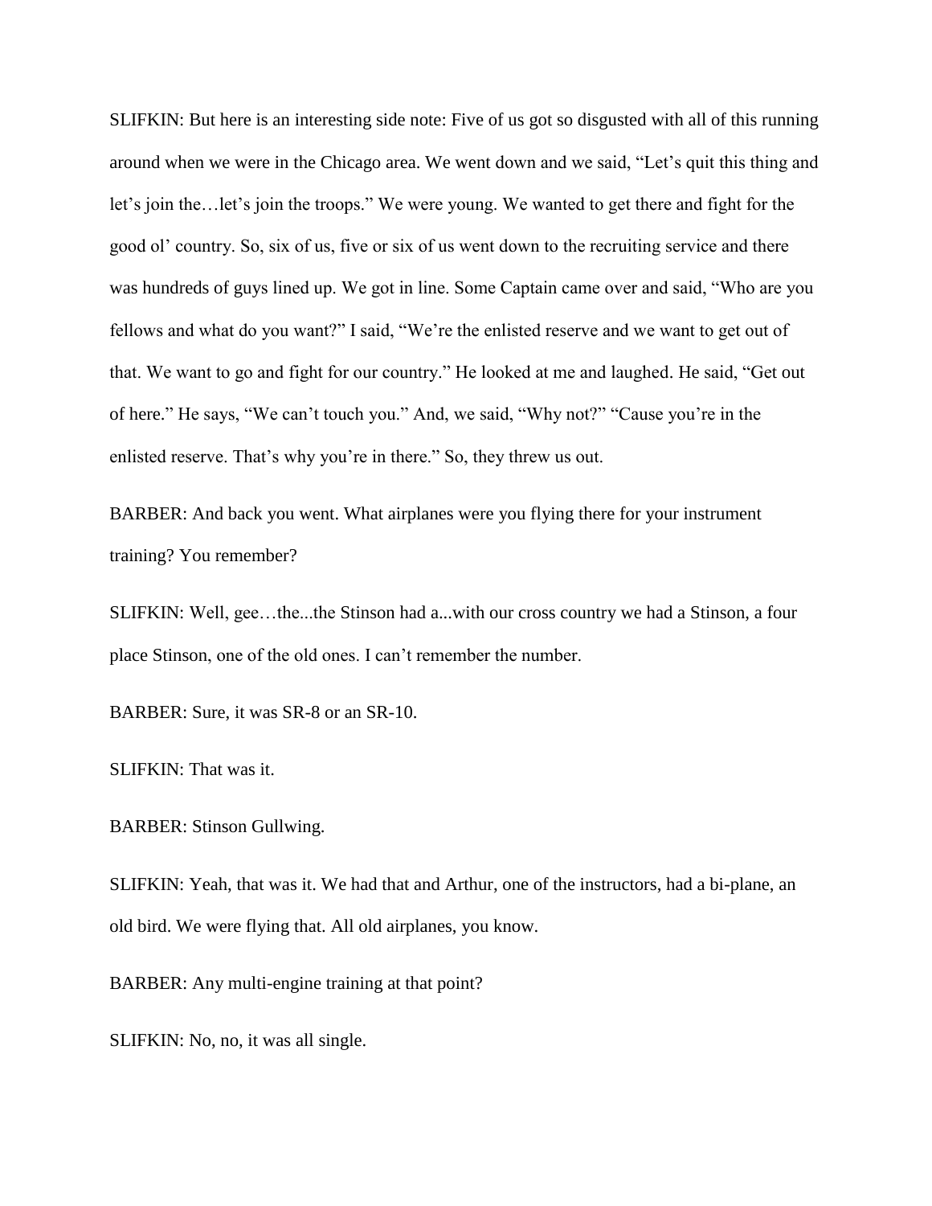SLIFKIN: But here is an interesting side note: Five of us got so disgusted with all of this running around when we were in the Chicago area. We went down and we said, "Let's quit this thing and let's join the…let's join the troops." We were young. We wanted to get there and fight for the good ol' country. So, six of us, five or six of us went down to the recruiting service and there was hundreds of guys lined up. We got in line. Some Captain came over and said, "Who are you fellows and what do you want?" I said, "We're the enlisted reserve and we want to get out of that. We want to go and fight for our country." He looked at me and laughed. He said, "Get out of here." He says, "We can't touch you." And, we said, "Why not?" "Cause you're in the enlisted reserve. That's why you're in there." So, they threw us out.

BARBER: And back you went. What airplanes were you flying there for your instrument training? You remember?

SLIFKIN: Well, gee…the...the Stinson had a...with our cross country we had a Stinson, a four place Stinson, one of the old ones. I can't remember the number.

BARBER: Sure, it was SR-8 or an SR-10.

SLIFKIN: That was it.

BARBER: Stinson Gullwing.

SLIFKIN: Yeah, that was it. We had that and Arthur, one of the instructors, had a bi-plane, an old bird. We were flying that. All old airplanes, you know.

BARBER: Any multi-engine training at that point?

SLIFKIN: No, no, it was all single.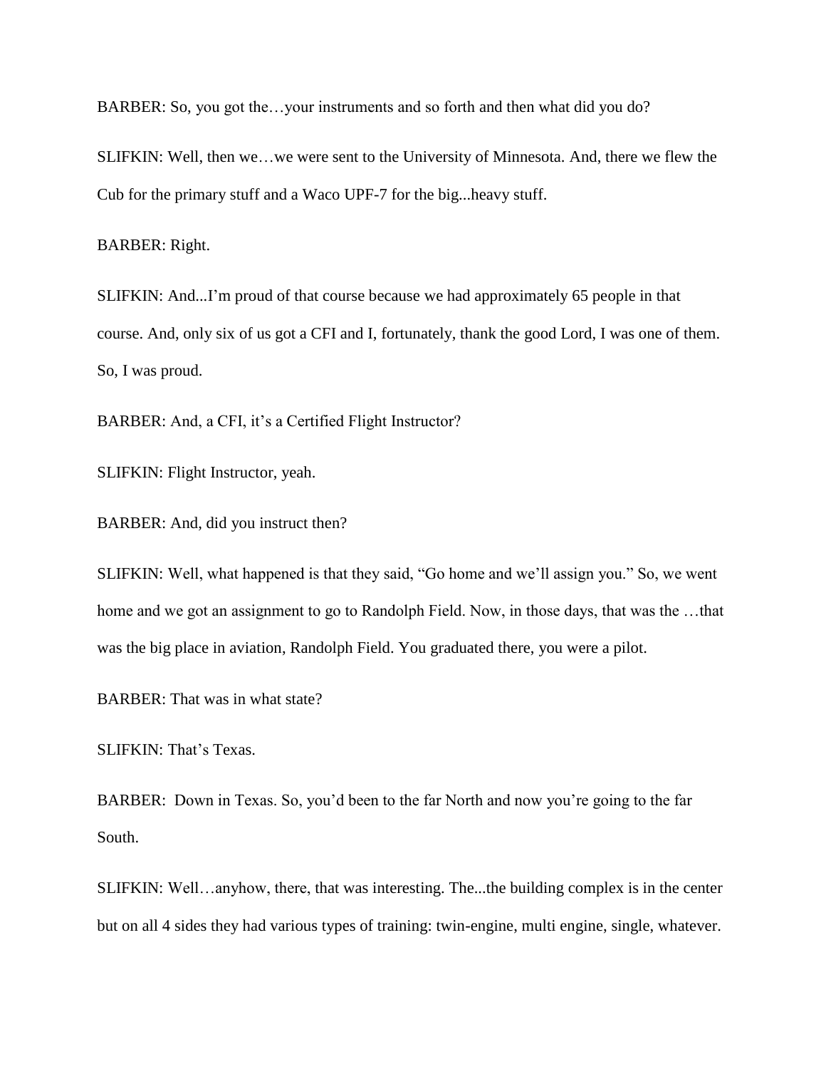BARBER: So, you got the…your instruments and so forth and then what did you do?

SLIFKIN: Well, then we…we were sent to the University of Minnesota. And, there we flew the Cub for the primary stuff and a Waco UPF-7 for the big...heavy stuff.

BARBER: Right.

SLIFKIN: And...I'm proud of that course because we had approximately 65 people in that course. And, only six of us got a CFI and I, fortunately, thank the good Lord, I was one of them. So, I was proud.

BARBER: And, a CFI, it's a Certified Flight Instructor?

SLIFKIN: Flight Instructor, yeah.

BARBER: And, did you instruct then?

SLIFKIN: Well, what happened is that they said, "Go home and we'll assign you." So, we went home and we got an assignment to go to Randolph Field. Now, in those days, that was the …that was the big place in aviation, Randolph Field. You graduated there, you were a pilot.

BARBER: That was in what state?

SLIFKIN: That's Texas.

BARBER: Down in Texas. So, you'd been to the far North and now you're going to the far South.

SLIFKIN: Well…anyhow, there, that was interesting. The...the building complex is in the center but on all 4 sides they had various types of training: twin-engine, multi engine, single, whatever.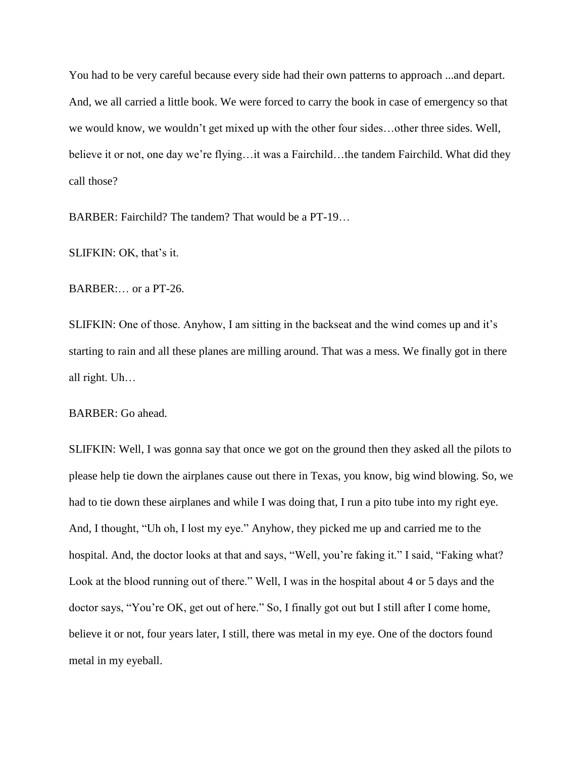You had to be very careful because every side had their own patterns to approach ...and depart. And, we all carried a little book. We were forced to carry the book in case of emergency so that we would know, we wouldn't get mixed up with the other four sides…other three sides. Well, believe it or not, one day we're flying…it was a Fairchild…the tandem Fairchild. What did they call those?

BARBER: Fairchild? The tandem? That would be a PT-19…

SLIFKIN: OK, that's it.

BARBER:… or a PT-26.

SLIFKIN: One of those. Anyhow, I am sitting in the backseat and the wind comes up and it's starting to rain and all these planes are milling around. That was a mess. We finally got in there all right. Uh…

BARBER: Go ahead.

SLIFKIN: Well, I was gonna say that once we got on the ground then they asked all the pilots to please help tie down the airplanes cause out there in Texas, you know, big wind blowing. So, we had to tie down these airplanes and while I was doing that, I run a pito tube into my right eye. And, I thought, "Uh oh, I lost my eye." Anyhow, they picked me up and carried me to the hospital. And, the doctor looks at that and says, "Well, you're faking it." I said, "Faking what? Look at the blood running out of there." Well, I was in the hospital about 4 or 5 days and the doctor says, "You're OK, get out of here." So, I finally got out but I still after I come home, believe it or not, four years later, I still, there was metal in my eye. One of the doctors found metal in my eyeball.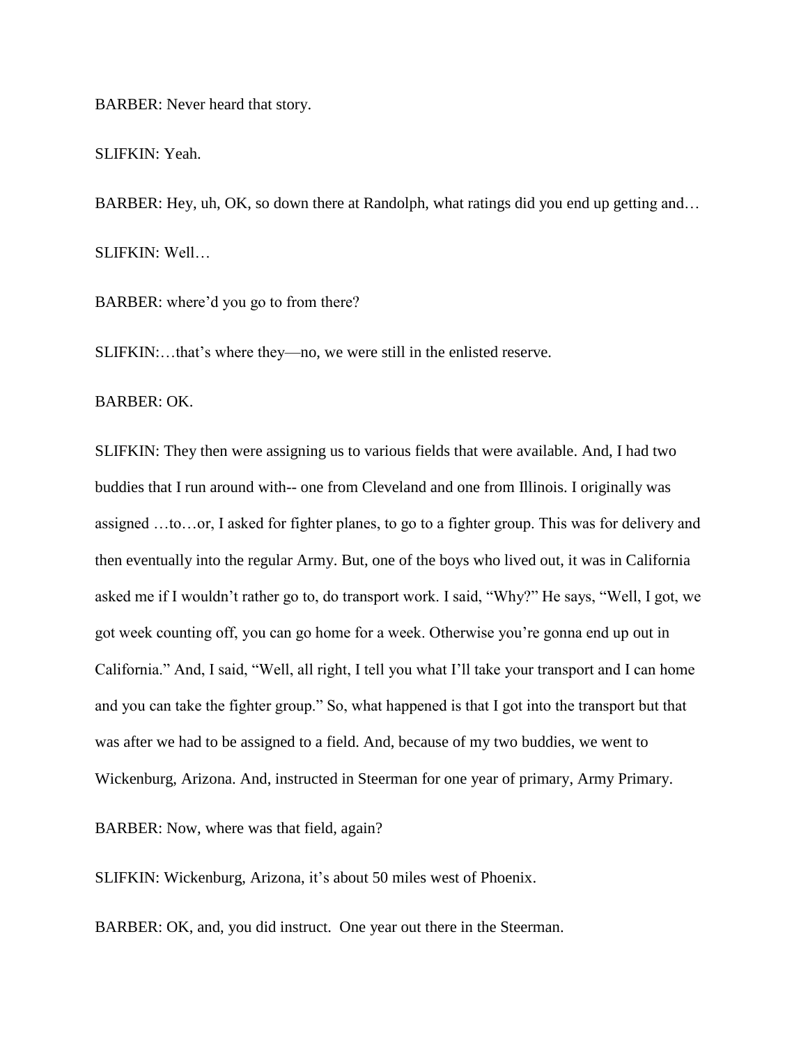BARBER: Never heard that story.

SLIFKIN: Yeah.

BARBER: Hey, uh, OK, so down there at Randolph, what ratings did you end up getting and…

SLIFKIN: Well…

BARBER: where'd you go to from there?

SLIFKIN:…that's where they—no, we were still in the enlisted reserve.

BARBER: OK.

SLIFKIN: They then were assigning us to various fields that were available. And, I had two buddies that I run around with-- one from Cleveland and one from Illinois. I originally was assigned …to…or, I asked for fighter planes, to go to a fighter group. This was for delivery and then eventually into the regular Army. But, one of the boys who lived out, it was in California asked me if I wouldn't rather go to, do transport work. I said, "Why?" He says, "Well, I got, we got week counting off, you can go home for a week. Otherwise you're gonna end up out in California." And, I said, "Well, all right, I tell you what I'll take your transport and I can home and you can take the fighter group." So, what happened is that I got into the transport but that was after we had to be assigned to a field. And, because of my two buddies, we went to Wickenburg, Arizona. And, instructed in Steerman for one year of primary, Army Primary.

BARBER: Now, where was that field, again?

SLIFKIN: Wickenburg, Arizona, it's about 50 miles west of Phoenix.

BARBER: OK, and, you did instruct. One year out there in the Steerman.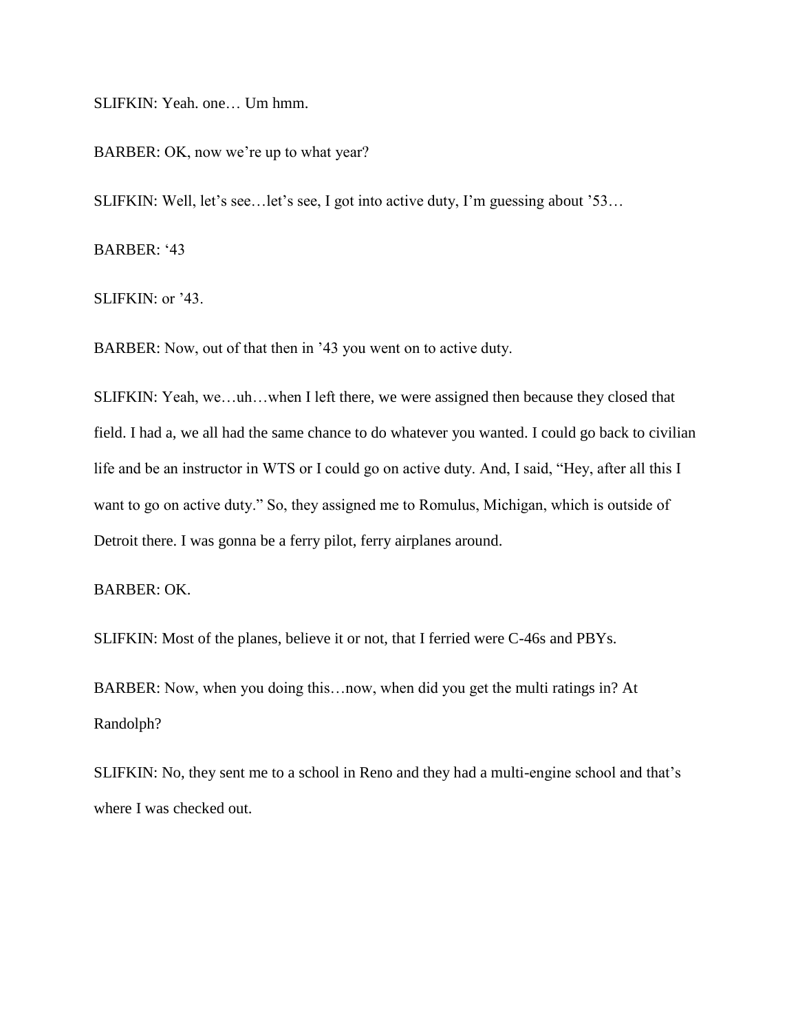SLIFKIN: Yeah. one… Um hmm.

BARBER: OK, now we're up to what year?

SLIFKIN: Well, let's see…let's see, I got into active duty, I'm guessing about '53…

BARBER: '43

SLIFKIN: or '43.

BARBER: Now, out of that then in '43 you went on to active duty.

SLIFKIN: Yeah, we…uh…when I left there, we were assigned then because they closed that field. I had a, we all had the same chance to do whatever you wanted. I could go back to civilian life and be an instructor in WTS or I could go on active duty. And, I said, "Hey, after all this I want to go on active duty." So, they assigned me to Romulus, Michigan, which is outside of Detroit there. I was gonna be a ferry pilot, ferry airplanes around.

BARBER: OK.

SLIFKIN: Most of the planes, believe it or not, that I ferried were C-46s and PBYs.

BARBER: Now, when you doing this…now, when did you get the multi ratings in? At Randolph?

SLIFKIN: No, they sent me to a school in Reno and they had a multi-engine school and that's where I was checked out.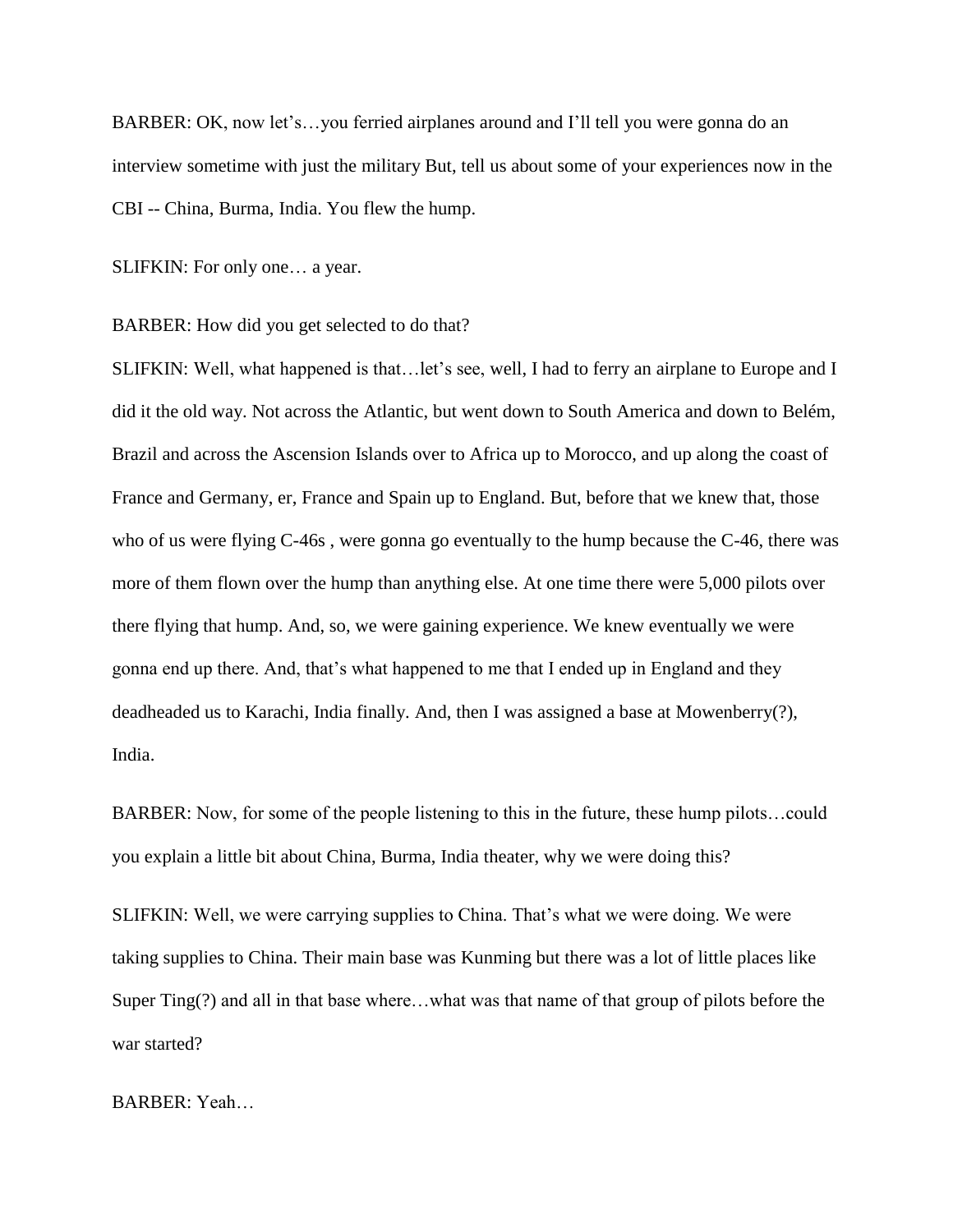BARBER: OK, now let's…you ferried airplanes around and I'll tell you were gonna do an interview sometime with just the military But, tell us about some of your experiences now in the CBI -- China, Burma, India. You flew the hump.

SLIFKIN: For only one… a year.

BARBER: How did you get selected to do that?

SLIFKIN: Well, what happened is that…let's see, well, I had to ferry an airplane to Europe and I did it the old way. Not across the Atlantic, but went down to South America and down to Belém, Brazil and across the Ascension Islands over to Africa up to Morocco, and up along the coast of France and Germany, er, France and Spain up to England. But, before that we knew that, those who of us were flying C-46s , were gonna go eventually to the hump because the C-46, there was more of them flown over the hump than anything else. At one time there were 5,000 pilots over there flying that hump. And, so, we were gaining experience. We knew eventually we were gonna end up there. And, that's what happened to me that I ended up in England and they deadheaded us to Karachi, India finally. And, then I was assigned a base at Mowenberry(?), India.

BARBER: Now, for some of the people listening to this in the future, these hump pilots…could you explain a little bit about China, Burma, India theater, why we were doing this?

SLIFKIN: Well, we were carrying supplies to China. That's what we were doing. We were taking supplies to China. Their main base was Kunming but there was a lot of little places like Super Ting(?) and all in that base where…what was that name of that group of pilots before the war started?

BARBER: Yeah…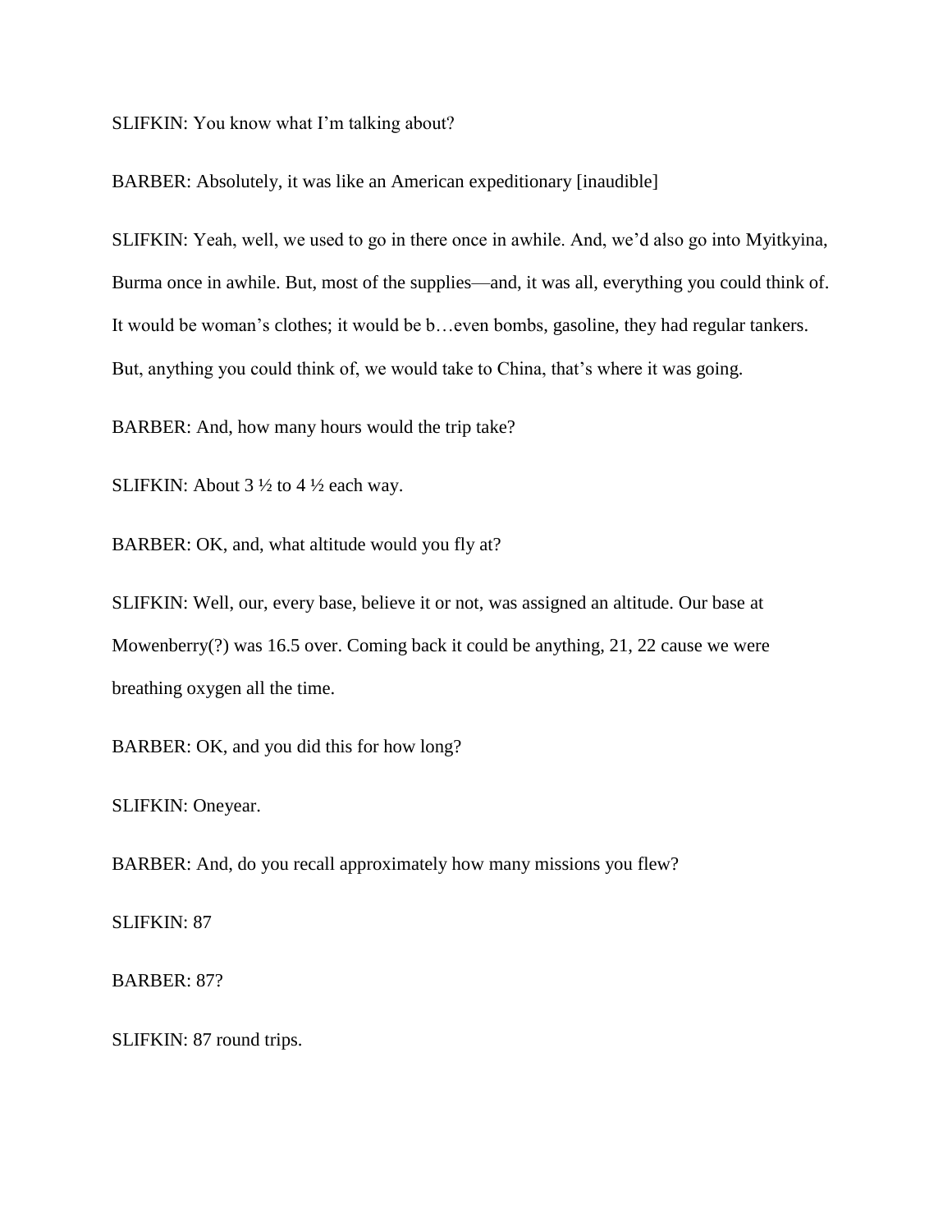SLIFKIN: You know what I'm talking about?

BARBER: Absolutely, it was like an American expeditionary [inaudible]

SLIFKIN: Yeah, well, we used to go in there once in awhile. And, we'd also go into Myitkyina, Burma once in awhile. But, most of the supplies—and, it was all, everything you could think of. It would be woman's clothes; it would be b…even bombs, gasoline, they had regular tankers. But, anything you could think of, we would take to China, that's where it was going.

BARBER: And, how many hours would the trip take?

SLIFKIN: About 3 ½ to 4 ½ each way.

BARBER: OK, and, what altitude would you fly at?

SLIFKIN: Well, our, every base, believe it or not, was assigned an altitude. Our base at Mowenberry(?) was 16.5 over. Coming back it could be anything, 21, 22 cause we were breathing oxygen all the time.

BARBER: OK, and you did this for how long?

SLIFKIN: Oneyear.

BARBER: And, do you recall approximately how many missions you flew?

SLIFKIN: 87

BARBER: 87?

SLIFKIN: 87 round trips.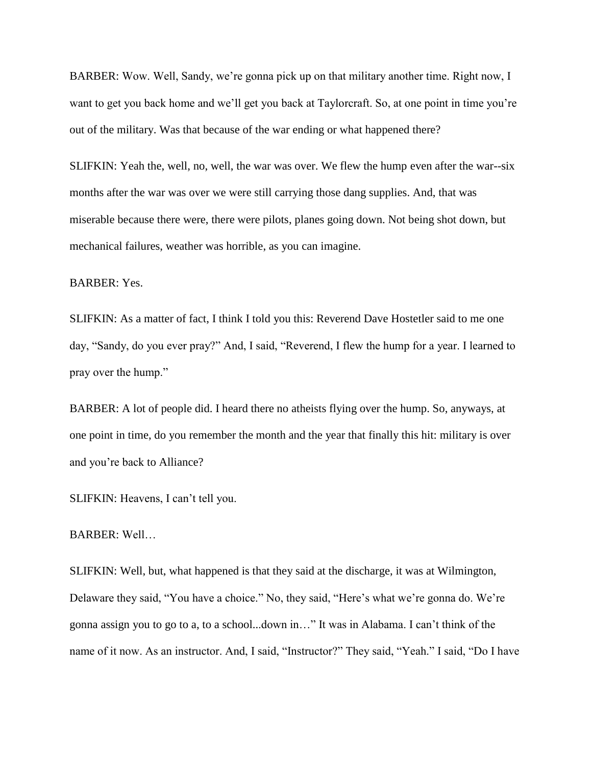BARBER: Wow. Well, Sandy, we're gonna pick up on that military another time. Right now, I want to get you back home and we'll get you back at Taylorcraft. So, at one point in time you're out of the military. Was that because of the war ending or what happened there?

SLIFKIN: Yeah the, well, no, well, the war was over. We flew the hump even after the war--six months after the war was over we were still carrying those dang supplies. And, that was miserable because there were, there were pilots, planes going down. Not being shot down, but mechanical failures, weather was horrible, as you can imagine.

BARBER: Yes.

SLIFKIN: As a matter of fact, I think I told you this: Reverend Dave Hostetler said to me one day, "Sandy, do you ever pray?" And, I said, "Reverend, I flew the hump for a year. I learned to pray over the hump."

BARBER: A lot of people did. I heard there no atheists flying over the hump. So, anyways, at one point in time, do you remember the month and the year that finally this hit: military is over and you're back to Alliance?

SLIFKIN: Heavens, I can't tell you.

BARBER: Well…

SLIFKIN: Well, but, what happened is that they said at the discharge, it was at Wilmington, Delaware they said, "You have a choice." No, they said, "Here's what we're gonna do. We're gonna assign you to go to a, to a school...down in…" It was in Alabama. I can't think of the name of it now. As an instructor. And, I said, "Instructor?" They said, "Yeah." I said, "Do I have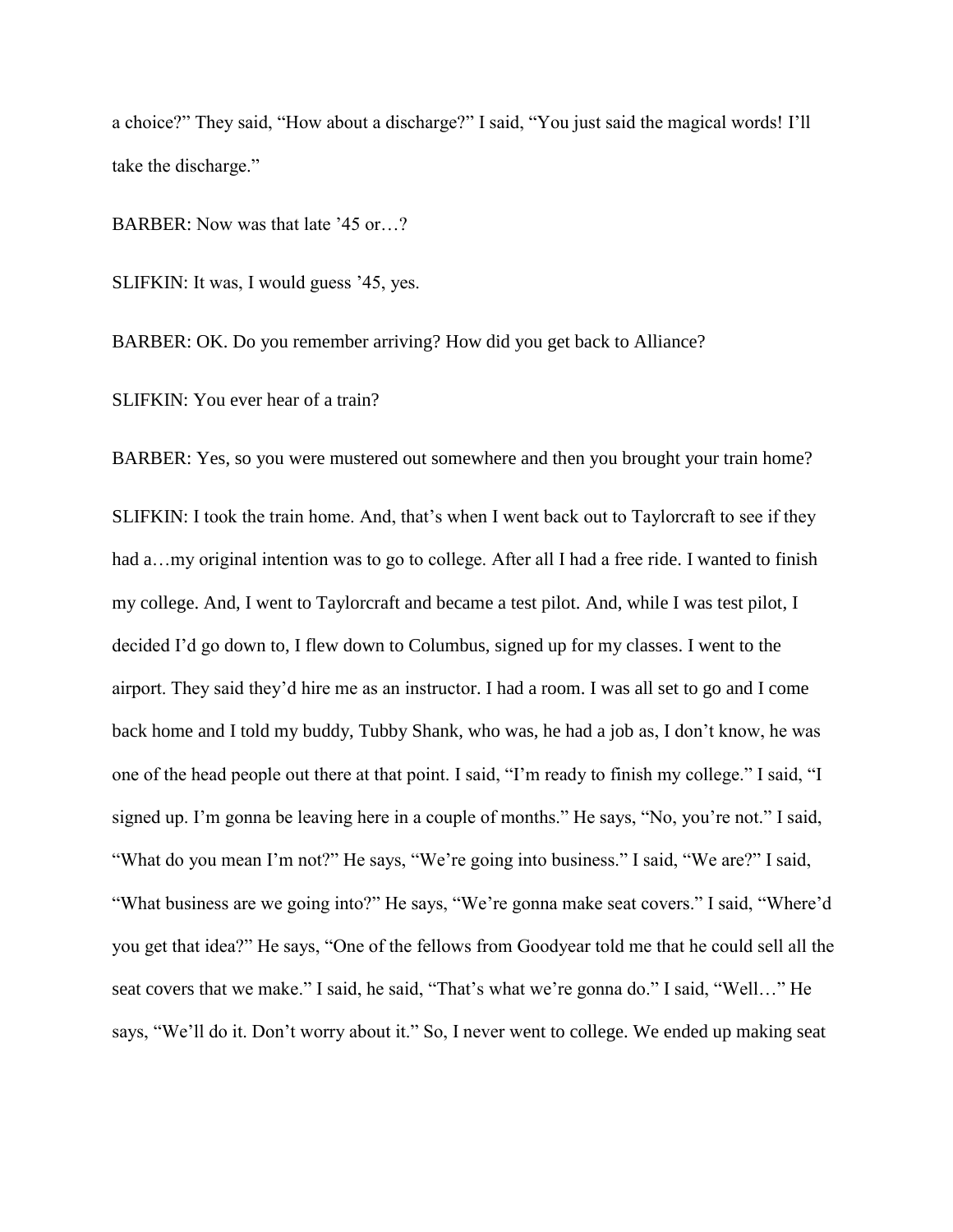a choice?" They said, "How about a discharge?" I said, "You just said the magical words! I'll take the discharge."

BARBER: Now was that late '45 or…?

SLIFKIN: It was, I would guess '45, yes.

BARBER: OK. Do you remember arriving? How did you get back to Alliance?

SLIFKIN: You ever hear of a train?

BARBER: Yes, so you were mustered out somewhere and then you brought your train home?

SLIFKIN: I took the train home. And, that's when I went back out to Taylorcraft to see if they had a…my original intention was to go to college. After all I had a free ride. I wanted to finish my college. And, I went to Taylorcraft and became a test pilot. And, while I was test pilot, I decided I'd go down to, I flew down to Columbus, signed up for my classes. I went to the airport. They said they'd hire me as an instructor. I had a room. I was all set to go and I come back home and I told my buddy, Tubby Shank, who was, he had a job as, I don't know, he was one of the head people out there at that point. I said, "I'm ready to finish my college." I said, "I signed up. I'm gonna be leaving here in a couple of months." He says, "No, you're not." I said, "What do you mean I'm not?" He says, "We're going into business." I said, "We are?" I said, "What business are we going into?" He says, "We're gonna make seat covers." I said, "Where'd you get that idea?" He says, "One of the fellows from Goodyear told me that he could sell all the seat covers that we make." I said, he said, "That's what we're gonna do." I said, "Well…" He says, "We'll do it. Don't worry about it." So, I never went to college. We ended up making seat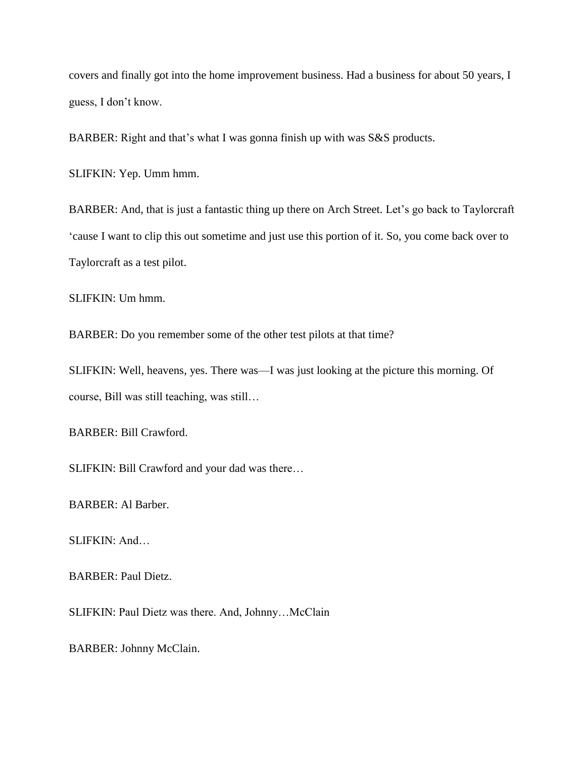covers and finally got into the home improvement business. Had a business for about 50 years, I guess, I don't know.

BARBER: Right and that's what I was gonna finish up with was S&S products.

SLIFKIN: Yep. Umm hmm.

BARBER: And, that is just a fantastic thing up there on Arch Street. Let's go back to Taylorcraft 'cause I want to clip this out sometime and just use this portion of it. So, you come back over to Taylorcraft as a test pilot.

SLIFKIN: Um hmm.

BARBER: Do you remember some of the other test pilots at that time?

SLIFKIN: Well, heavens, yes. There was—I was just looking at the picture this morning. Of course, Bill was still teaching, was still…

BARBER: Bill Crawford.

SLIFKIN: Bill Crawford and your dad was there…

BARBER: Al Barber.

SLIFKIN: And…

BARBER: Paul Dietz.

SLIFKIN: Paul Dietz was there. And, Johnny…McClain

BARBER: Johnny McClain.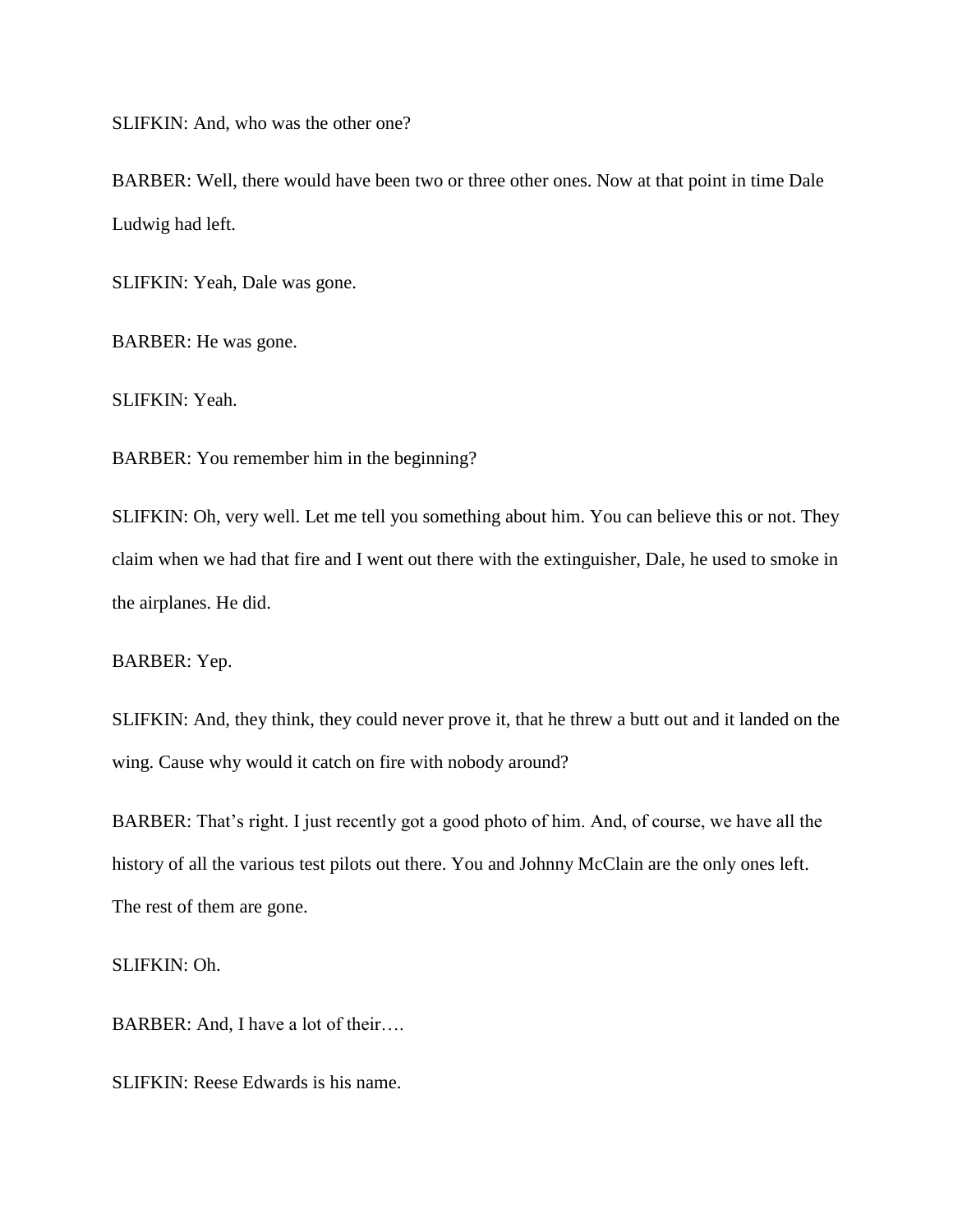SLIFKIN: And, who was the other one?

BARBER: Well, there would have been two or three other ones. Now at that point in time Dale Ludwig had left.

SLIFKIN: Yeah, Dale was gone.

BARBER: He was gone.

SLIFKIN: Yeah.

BARBER: You remember him in the beginning?

SLIFKIN: Oh, very well. Let me tell you something about him. You can believe this or not. They claim when we had that fire and I went out there with the extinguisher, Dale, he used to smoke in the airplanes. He did.

BARBER: Yep.

SLIFKIN: And, they think, they could never prove it, that he threw a butt out and it landed on the wing. Cause why would it catch on fire with nobody around?

BARBER: That's right. I just recently got a good photo of him. And, of course, we have all the history of all the various test pilots out there. You and Johnny McClain are the only ones left. The rest of them are gone.

SLIFKIN: Oh.

BARBER: And, I have a lot of their….

SLIFKIN: Reese Edwards is his name.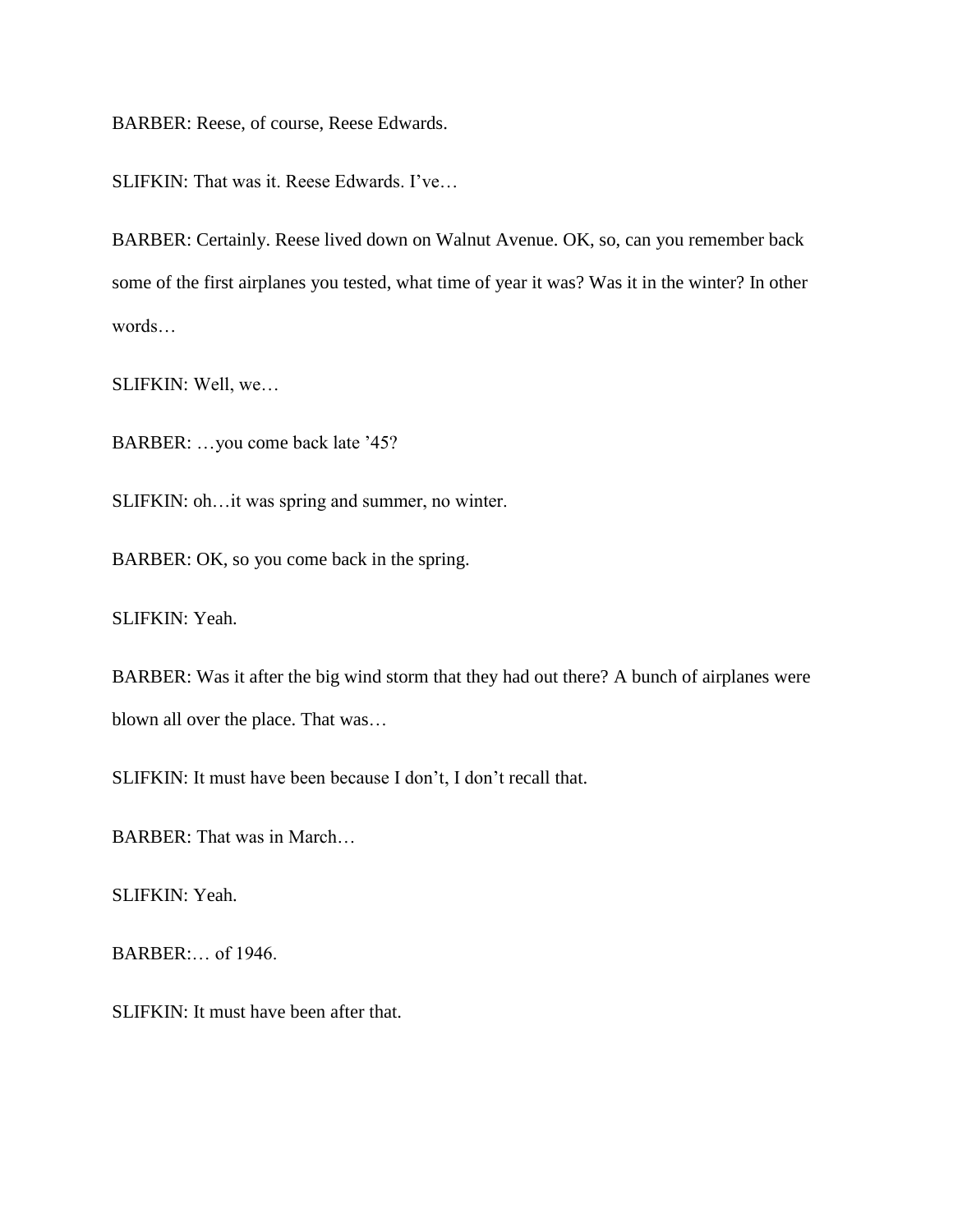BARBER: Reese, of course, Reese Edwards.

SLIFKIN: That was it. Reese Edwards. I've…

BARBER: Certainly. Reese lived down on Walnut Avenue. OK, so, can you remember back some of the first airplanes you tested, what time of year it was? Was it in the winter? In other words…

SLIFKIN: Well, we…

BARBER: …you come back late '45?

SLIFKIN: oh…it was spring and summer, no winter.

BARBER: OK, so you come back in the spring.

SLIFKIN: Yeah.

BARBER: Was it after the big wind storm that they had out there? A bunch of airplanes were blown all over the place. That was…

SLIFKIN: It must have been because I don't, I don't recall that.

BARBER: That was in March…

SLIFKIN: Yeah.

BARBER:… of 1946.

SLIFKIN: It must have been after that.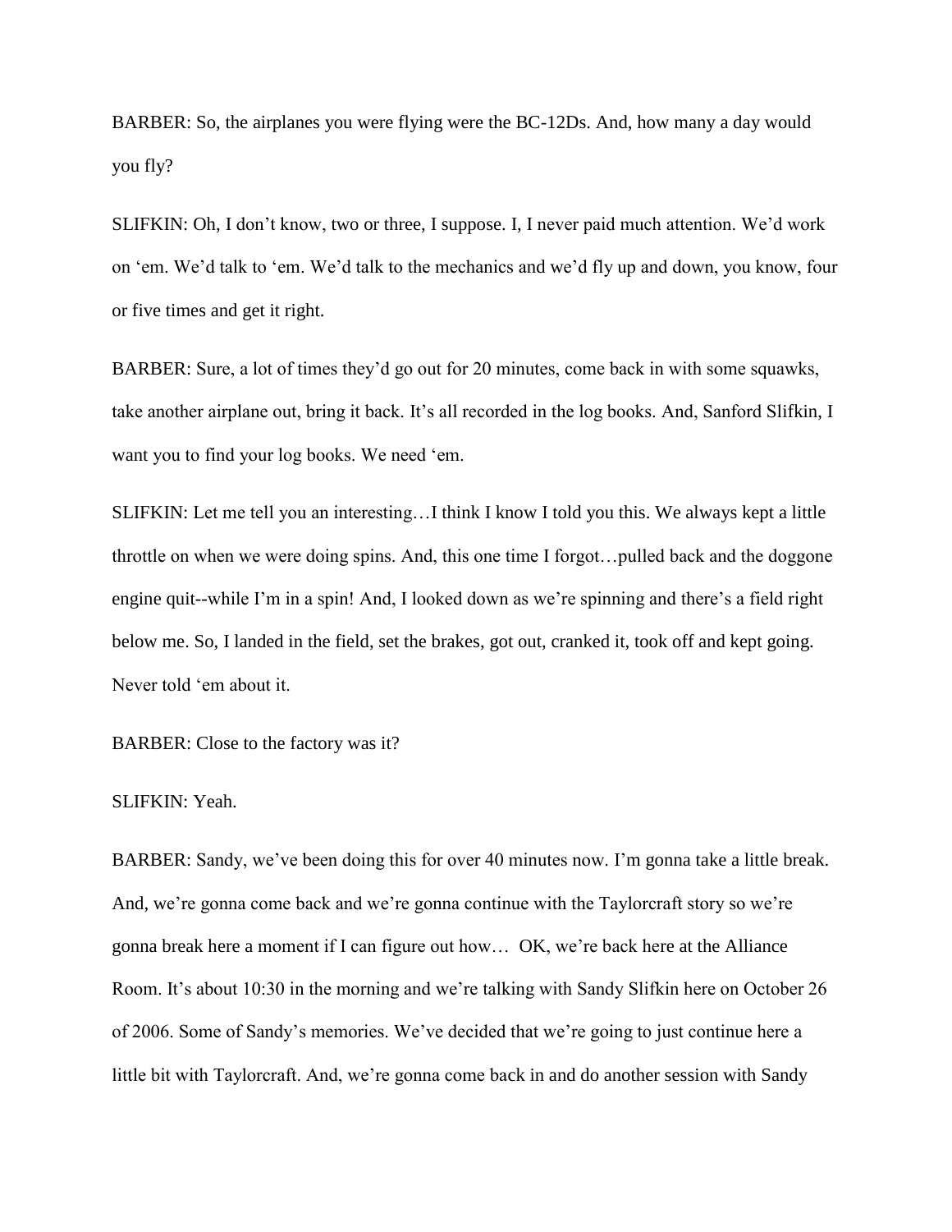BARBER: So, the airplanes you were flying were the BC-12Ds. And, how many a day would you fly?

SLIFKIN: Oh, I don't know, two or three, I suppose. I, I never paid much attention. We'd work on 'em. We'd talk to 'em. We'd talk to the mechanics and we'd fly up and down, you know, four or five times and get it right.

BARBER: Sure, a lot of times they'd go out for 20 minutes, come back in with some squawks, take another airplane out, bring it back. It's all recorded in the log books. And, Sanford Slifkin, I want you to find your log books. We need 'em.

SLIFKIN: Let me tell you an interesting…I think I know I told you this. We always kept a little throttle on when we were doing spins. And, this one time I forgot…pulled back and the doggone engine quit--while I'm in a spin! And, I looked down as we're spinning and there's a field right below me. So, I landed in the field, set the brakes, got out, cranked it, took off and kept going. Never told 'em about it.

BARBER: Close to the factory was it?

SLIFKIN: Yeah.

BARBER: Sandy, we've been doing this for over 40 minutes now. I'm gonna take a little break. And, we're gonna come back and we're gonna continue with the Taylorcraft story so we're gonna break here a moment if I can figure out how… OK, we're back here at the Alliance Room. It's about 10:30 in the morning and we're talking with Sandy Slifkin here on October 26 of 2006. Some of Sandy's memories. We've decided that we're going to just continue here a little bit with Taylorcraft. And, we're gonna come back in and do another session with Sandy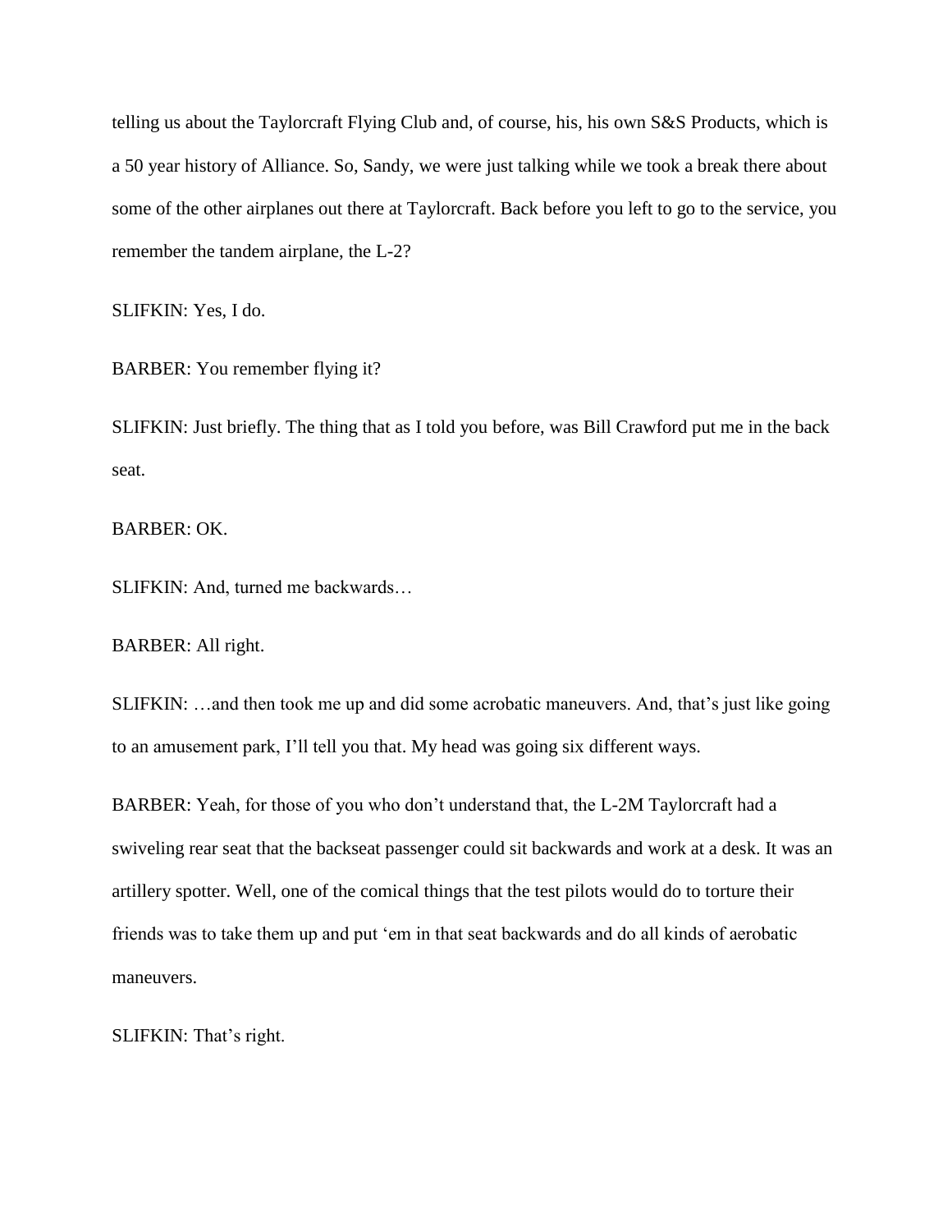telling us about the Taylorcraft Flying Club and, of course, his, his own S&S Products, which is a 50 year history of Alliance. So, Sandy, we were just talking while we took a break there about some of the other airplanes out there at Taylorcraft. Back before you left to go to the service, you remember the tandem airplane, the L-2?

SLIFKIN: Yes, I do.

BARBER: You remember flying it?

SLIFKIN: Just briefly. The thing that as I told you before, was Bill Crawford put me in the back seat.

BARBER: OK.

SLIFKIN: And, turned me backwards…

BARBER: All right.

SLIFKIN: …and then took me up and did some acrobatic maneuvers. And, that's just like going to an amusement park, I'll tell you that. My head was going six different ways.

BARBER: Yeah, for those of you who don't understand that, the L-2M Taylorcraft had a swiveling rear seat that the backseat passenger could sit backwards and work at a desk. It was an artillery spotter. Well, one of the comical things that the test pilots would do to torture their friends was to take them up and put 'em in that seat backwards and do all kinds of aerobatic maneuvers.

SLIFKIN: That's right.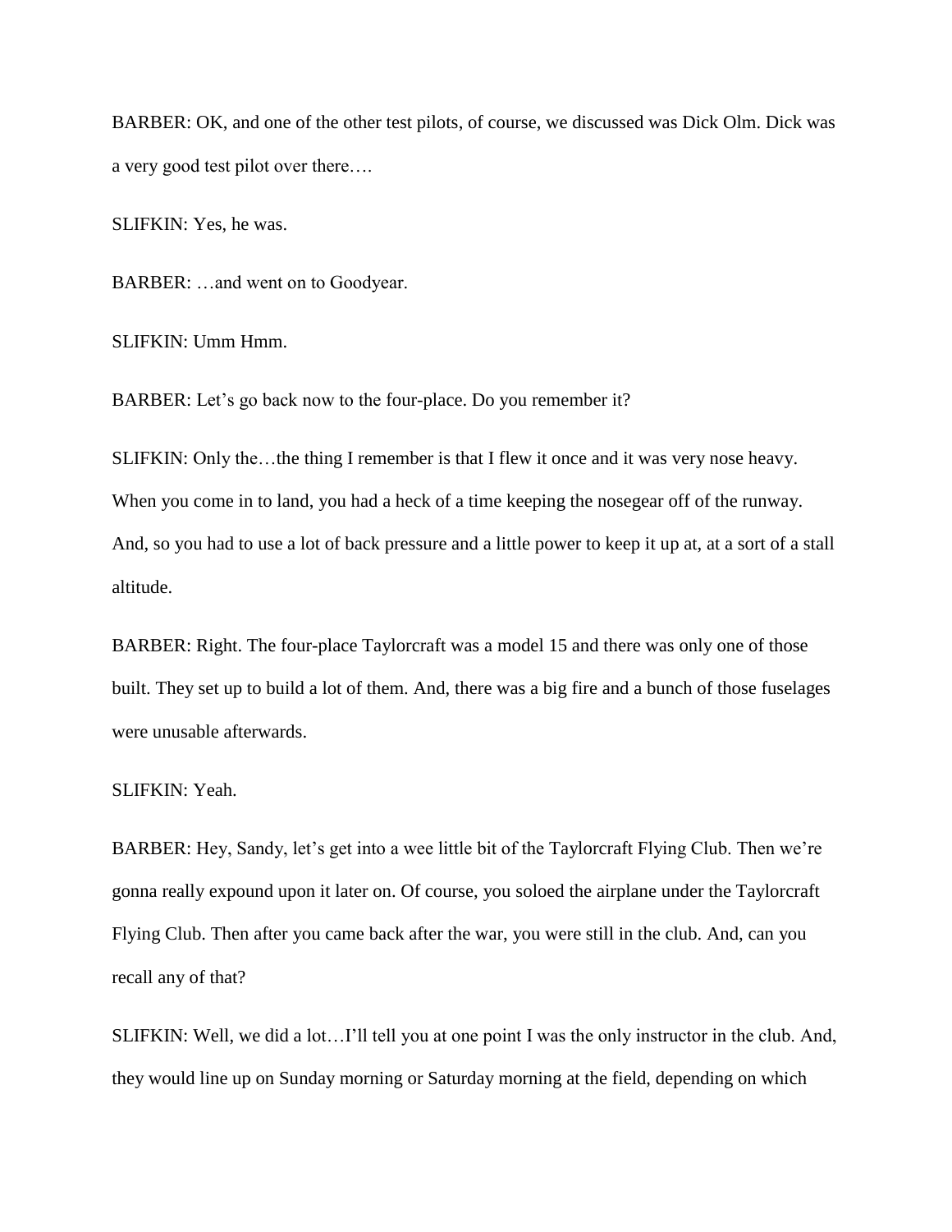BARBER: OK, and one of the other test pilots, of course, we discussed was Dick Olm. Dick was a very good test pilot over there….

SLIFKIN: Yes, he was.

BARBER: …and went on to Goodyear.

SLIFKIN: Umm Hmm.

BARBER: Let's go back now to the four-place. Do you remember it?

SLIFKIN: Only the…the thing I remember is that I flew it once and it was very nose heavy. When you come in to land, you had a heck of a time keeping the nosegear off of the runway. And, so you had to use a lot of back pressure and a little power to keep it up at, at a sort of a stall altitude.

BARBER: Right. The four-place Taylorcraft was a model 15 and there was only one of those built. They set up to build a lot of them. And, there was a big fire and a bunch of those fuselages were unusable afterwards.

SLIFKIN: Yeah.

BARBER: Hey, Sandy, let's get into a wee little bit of the Taylorcraft Flying Club. Then we're gonna really expound upon it later on. Of course, you soloed the airplane under the Taylorcraft Flying Club. Then after you came back after the war, you were still in the club. And, can you recall any of that?

SLIFKIN: Well, we did a lot…I'll tell you at one point I was the only instructor in the club. And, they would line up on Sunday morning or Saturday morning at the field, depending on which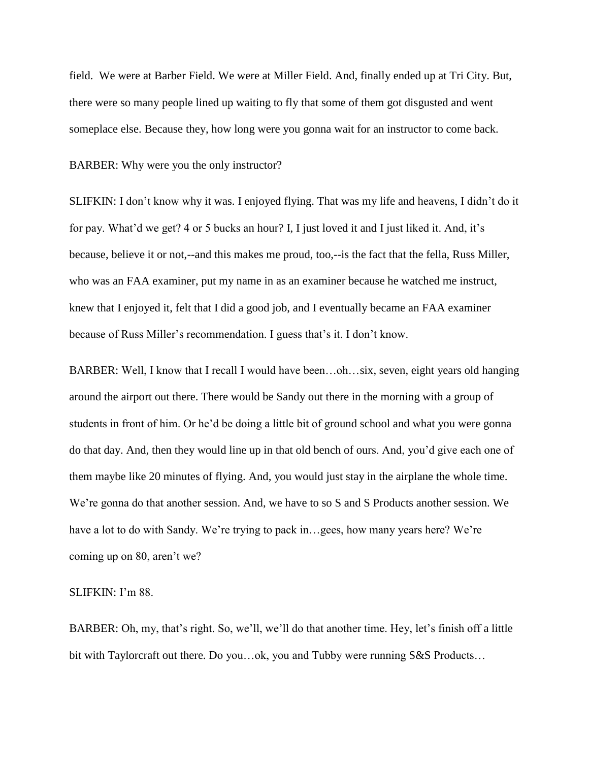field. We were at Barber Field. We were at Miller Field. And, finally ended up at Tri City. But, there were so many people lined up waiting to fly that some of them got disgusted and went someplace else. Because they, how long were you gonna wait for an instructor to come back.

BARBER: Why were you the only instructor?

SLIFKIN: I don't know why it was. I enjoyed flying. That was my life and heavens, I didn't do it for pay. What'd we get? 4 or 5 bucks an hour? I, I just loved it and I just liked it. And, it's because, believe it or not,--and this makes me proud, too,--is the fact that the fella, Russ Miller, who was an FAA examiner, put my name in as an examiner because he watched me instruct, knew that I enjoyed it, felt that I did a good job, and I eventually became an FAA examiner because of Russ Miller's recommendation. I guess that's it. I don't know.

BARBER: Well, I know that I recall I would have been…oh…six, seven, eight years old hanging around the airport out there. There would be Sandy out there in the morning with a group of students in front of him. Or he'd be doing a little bit of ground school and what you were gonna do that day. And, then they would line up in that old bench of ours. And, you'd give each one of them maybe like 20 minutes of flying. And, you would just stay in the airplane the whole time. We're gonna do that another session. And, we have to so S and S Products another session. We have a lot to do with Sandy. We're trying to pack in…gees, how many years here? We're coming up on 80, aren't we?

SLIFKIN: I'm 88.

BARBER: Oh, my, that's right. So, we'll, we'll do that another time. Hey, let's finish off a little bit with Taylorcraft out there. Do you…ok, you and Tubby were running S&S Products…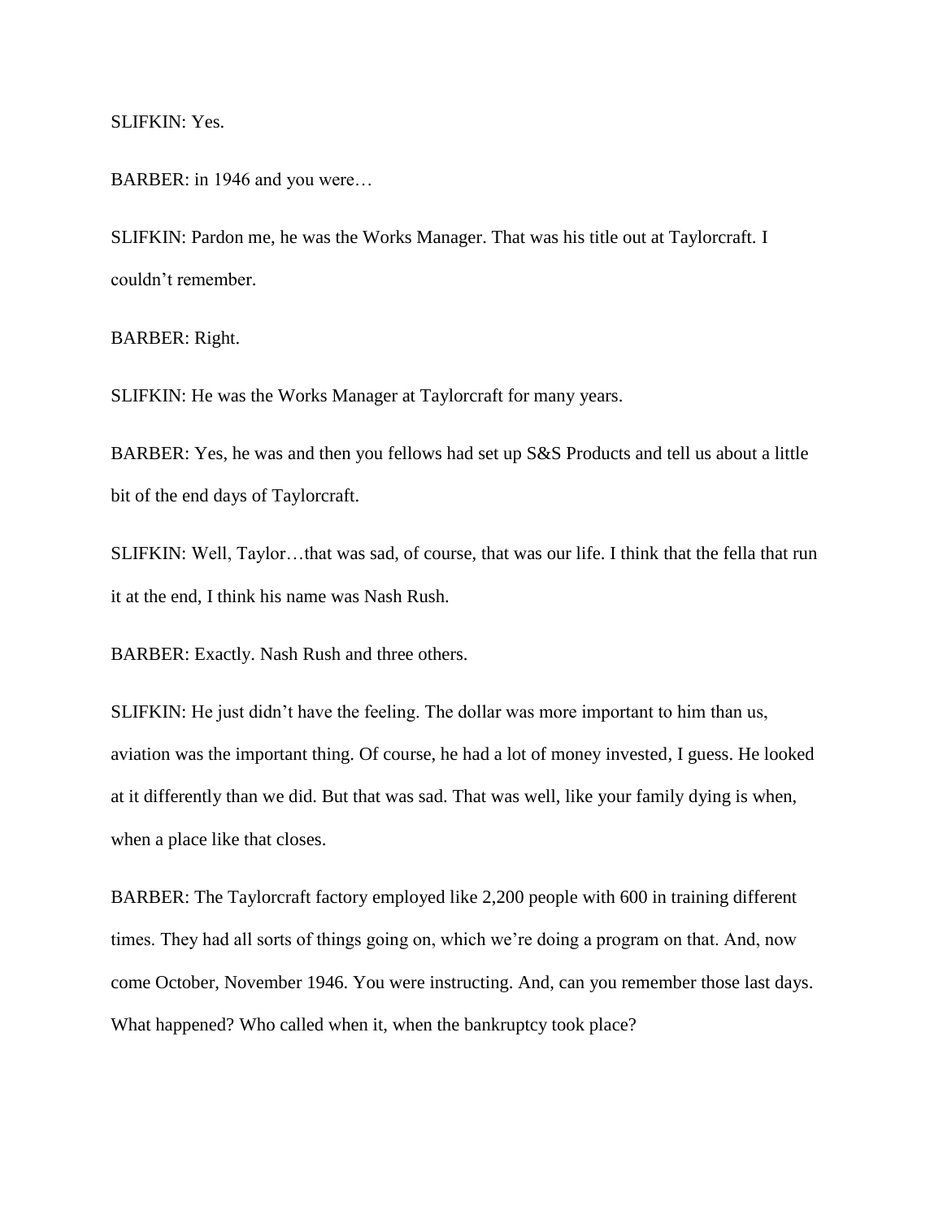SLIFKIN: Yes.

BARBER: in 1946 and you were…

SLIFKIN: Pardon me, he was the Works Manager. That was his title out at Taylorcraft. I couldn't remember.

BARBER: Right.

SLIFKIN: He was the Works Manager at Taylorcraft for many years.

BARBER: Yes, he was and then you fellows had set up S&S Products and tell us about a little bit of the end days of Taylorcraft.

SLIFKIN: Well, Taylor…that was sad, of course, that was our life. I think that the fella that run it at the end, I think his name was Nash Rush.

BARBER: Exactly. Nash Rush and three others.

SLIFKIN: He just didn't have the feeling. The dollar was more important to him than us, aviation was the important thing. Of course, he had a lot of money invested, I guess. He looked at it differently than we did. But that was sad. That was well, like your family dying is when, when a place like that closes.

BARBER: The Taylorcraft factory employed like 2,200 people with 600 in training different times. They had all sorts of things going on, which we're doing a program on that. And, now come October, November 1946. You were instructing. And, can you remember those last days. What happened? Who called when it, when the bankruptcy took place?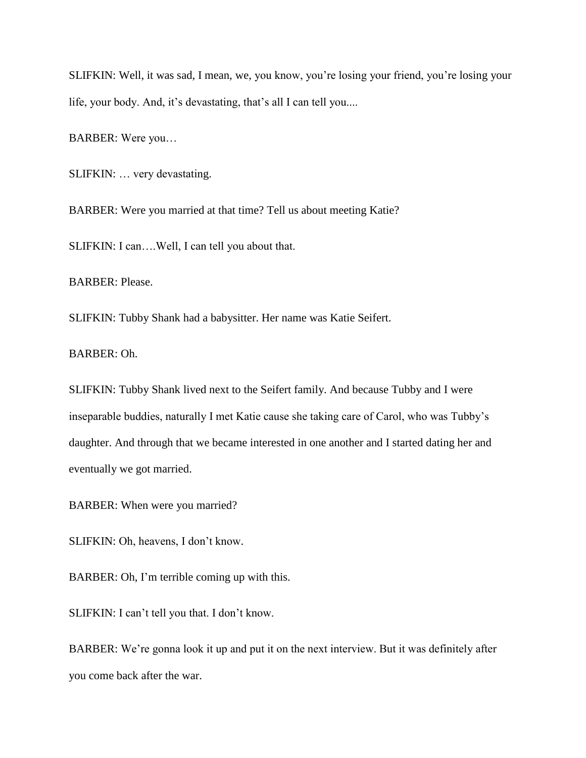SLIFKIN: Well, it was sad, I mean, we, you know, you're losing your friend, you're losing your life, your body. And, it's devastating, that's all I can tell you....

BARBER: Were you…

SLIFKIN: … very devastating.

BARBER: Were you married at that time? Tell us about meeting Katie?

SLIFKIN: I can….Well, I can tell you about that.

BARBER: Please.

SLIFKIN: Tubby Shank had a babysitter. Her name was Katie Seifert.

BARBER: Oh.

SLIFKIN: Tubby Shank lived next to the Seifert family. And because Tubby and I were inseparable buddies, naturally I met Katie cause she taking care of Carol, who was Tubby's daughter. And through that we became interested in one another and I started dating her and eventually we got married.

BARBER: When were you married?

SLIFKIN: Oh, heavens, I don't know.

BARBER: Oh, I'm terrible coming up with this.

SLIFKIN: I can't tell you that. I don't know.

BARBER: We're gonna look it up and put it on the next interview. But it was definitely after you come back after the war.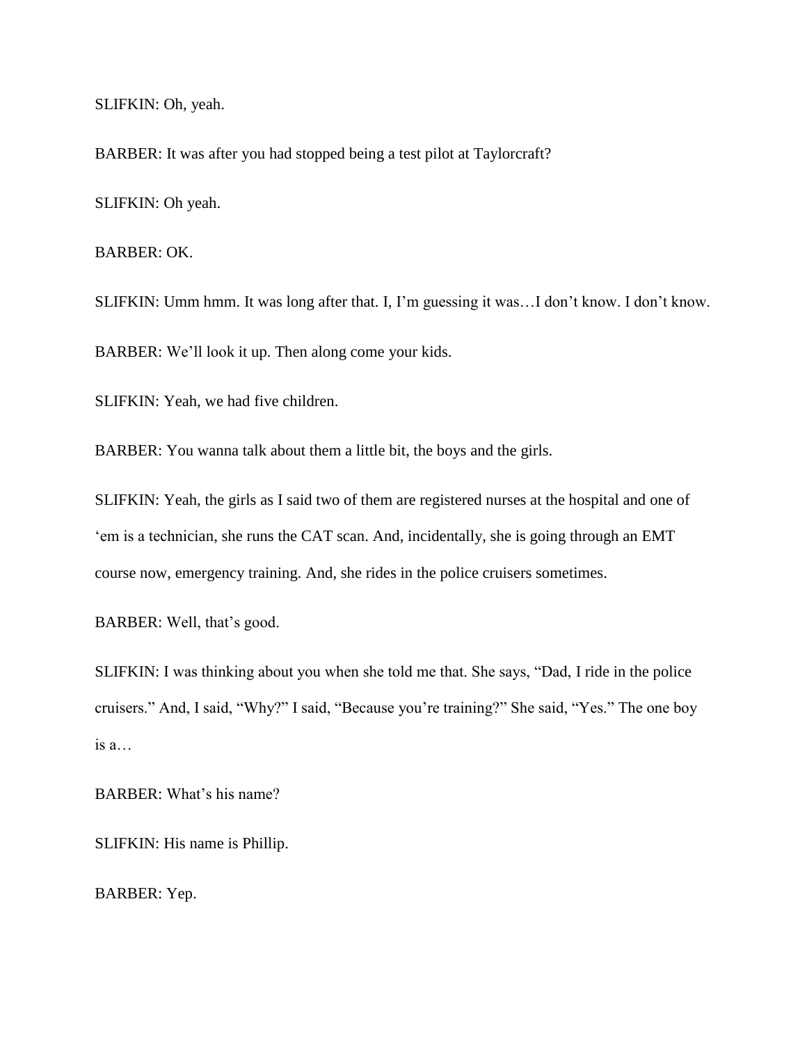SLIFKIN: Oh, yeah.

BARBER: It was after you had stopped being a test pilot at Taylorcraft?

SLIFKIN: Oh yeah.

BARBER: OK.

SLIFKIN: Umm hmm. It was long after that. I, I'm guessing it was…I don't know. I don't know.

BARBER: We'll look it up. Then along come your kids.

SLIFKIN: Yeah, we had five children.

BARBER: You wanna talk about them a little bit, the boys and the girls.

SLIFKIN: Yeah, the girls as I said two of them are registered nurses at the hospital and one of 'em is a technician, she runs the CAT scan. And, incidentally, she is going through an EMT course now, emergency training. And, she rides in the police cruisers sometimes.

BARBER: Well, that's good.

SLIFKIN: I was thinking about you when she told me that. She says, "Dad, I ride in the police cruisers." And, I said, "Why?" I said, "Because you're training?" She said, "Yes." The one boy is a…

BARBER: What's his name?

SLIFKIN: His name is Phillip.

BARBER: Yep.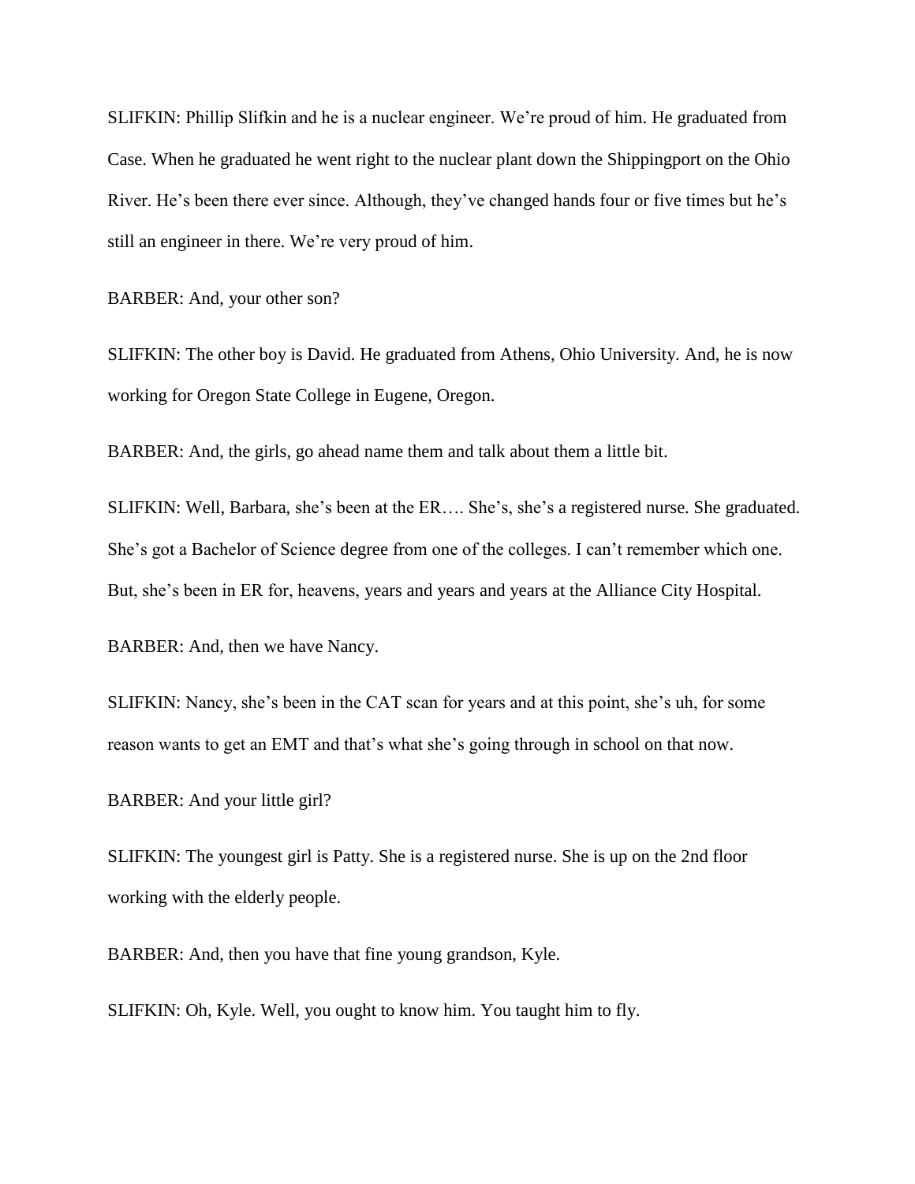SLIFKIN: Phillip Slifkin and he is a nuclear engineer. We're proud of him. He graduated from Case. When he graduated he went right to the nuclear plant down the Shippingport on the Ohio River. He's been there ever since. Although, they've changed hands four or five times but he's still an engineer in there. We're very proud of him.

BARBER: And, your other son?

SLIFKIN: The other boy is David. He graduated from Athens, Ohio University. And, he is now working for Oregon State College in Eugene, Oregon.

BARBER: And, the girls, go ahead name them and talk about them a little bit.

SLIFKIN: Well, Barbara, she's been at the ER…. She's, she's a registered nurse. She graduated. She's got a Bachelor of Science degree from one of the colleges. I can't remember which one. But, she's been in ER for, heavens, years and years and years at the Alliance City Hospital.

BARBER: And, then we have Nancy.

SLIFKIN: Nancy, she's been in the CAT scan for years and at this point, she's uh, for some reason wants to get an EMT and that's what she's going through in school on that now.

BARBER: And your little girl?

SLIFKIN: The youngest girl is Patty. She is a registered nurse. She is up on the 2nd floor working with the elderly people.

BARBER: And, then you have that fine young grandson, Kyle.

SLIFKIN: Oh, Kyle. Well, you ought to know him. You taught him to fly.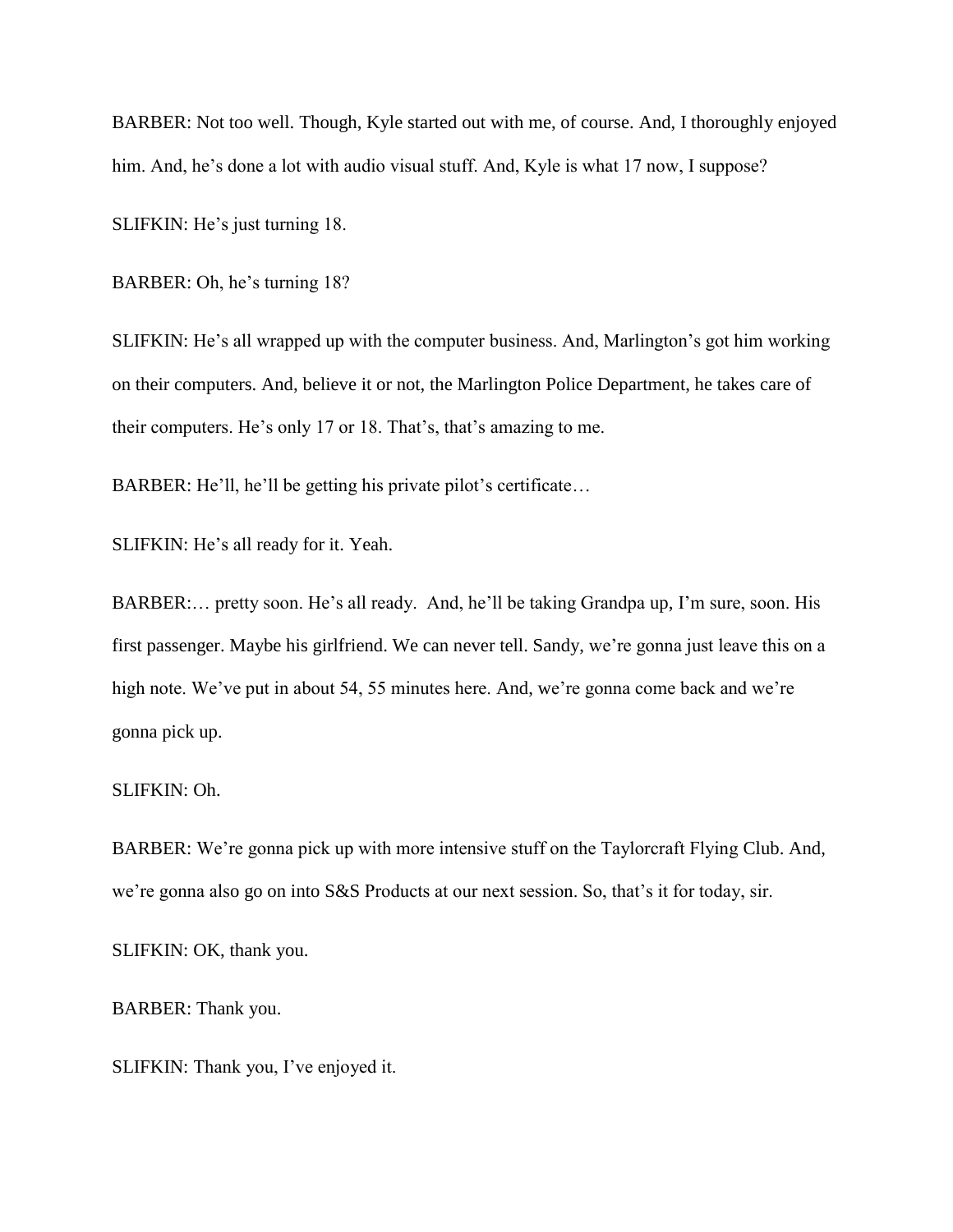BARBER: Not too well. Though, Kyle started out with me, of course. And, I thoroughly enjoyed him. And, he's done a lot with audio visual stuff. And, Kyle is what 17 now, I suppose?

SLIFKIN: He's just turning 18.

BARBER: Oh, he's turning 18?

SLIFKIN: He's all wrapped up with the computer business. And, Marlington's got him working on their computers. And, believe it or not, the Marlington Police Department, he takes care of their computers. He's only 17 or 18. That's, that's amazing to me.

BARBER: He'll, he'll be getting his private pilot's certificate…

SLIFKIN: He's all ready for it. Yeah.

BARBER:… pretty soon. He's all ready. And, he'll be taking Grandpa up, I'm sure, soon. His first passenger. Maybe his girlfriend. We can never tell. Sandy, we're gonna just leave this on a high note. We've put in about 54, 55 minutes here. And, we're gonna come back and we're gonna pick up.

SLIFKIN: Oh.

BARBER: We're gonna pick up with more intensive stuff on the Taylorcraft Flying Club. And, we're gonna also go on into S&S Products at our next session. So, that's it for today, sir.

SLIFKIN: OK, thank you.

BARBER: Thank you.

SLIFKIN: Thank you, I've enjoyed it.